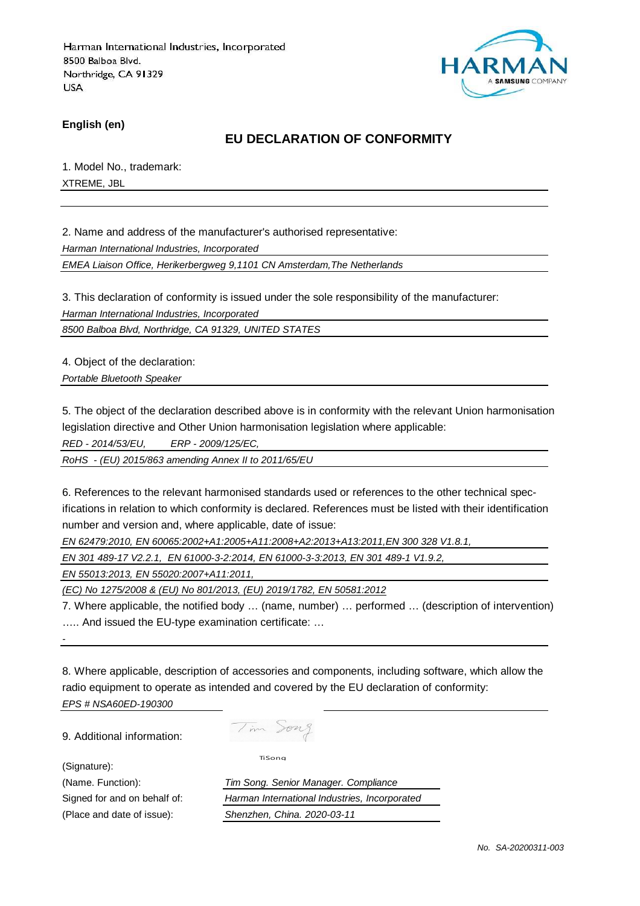Harman International Industries, Incorporated
8500 Balboa Blvd.
Northridge, CA 91329
USA

HARMAN
A SAMSUNG COMPANY

**English (en)**

## EU DECLARATION OF CONFORMITY

1. Model No., trademark:

XTREME, JBL

2. Name and address of the manufacturer's authorised representative:

*Harman International Industries, Incorporated*

*EMEA Liaison Office, Herikerbergweg 9,1101 CN Amsterdam,The Netherlands*

3. This declaration of conformity is issued under the sole responsibility of the manufacturer:

*Harman International Industries, Incorporated*

*8500 Balboa Blvd, Northridge, CA 91329, UNITED STATES*

4. Object of the declaration:

*Portable Bluetooth Speaker*

5. The object of the declaration described above is in conformity with the relevant Union harmonisation legislation directive and Other Union harmonisation legislation where applicable:

*RED - 2014/53/EU,     ERP - 2009/125/EC,*

*RoHS - (EU) 2015/863 amending Annex II to 2011/65/EU*

6. References to the relevant harmonised standards used or references to the other technical specifications in relation to which conformity is declared. References must be listed with their identification number and version and, where applicable, date of issue:

*EN 62479:2010, EN 60065:2002+A1:2005+A11:2008+A2:2013+A13:2011,EN 300 328 V1.8.1,*

*EN 301 489-17 V2.2.1, EN 61000-3-2:2014, EN 61000-3-3:2013, EN 301 489-1 V1.9.2,*

*EN 55013:2013, EN 55020:2007+A11:2011,*

*(EC) No 1275/2008 & (EU) No 801/2013, (EU) 2019/1782, EN 50581:2012*

7. Where applicable, the notified body … (name, number) … performed … (description of intervention) ….. And issued the EU-type examination certificate: …

-

8. Where applicable, description of accessories and components, including software, which allow the radio equipment to operate as intended and covered by the EU declaration of conformity:

*EPS # NSA60ED-190300*

9. Additional information:

Tim Song

TiSong

(Signature):

(Name. Function): *Tim Song. Senior Manager. Compliance*

Signed for and on behalf of: *Harman International Industries, Incorporated*

(Place and date of issue): *Shenzhen, China. 2020-03-11*

*No. SA-20200311-003*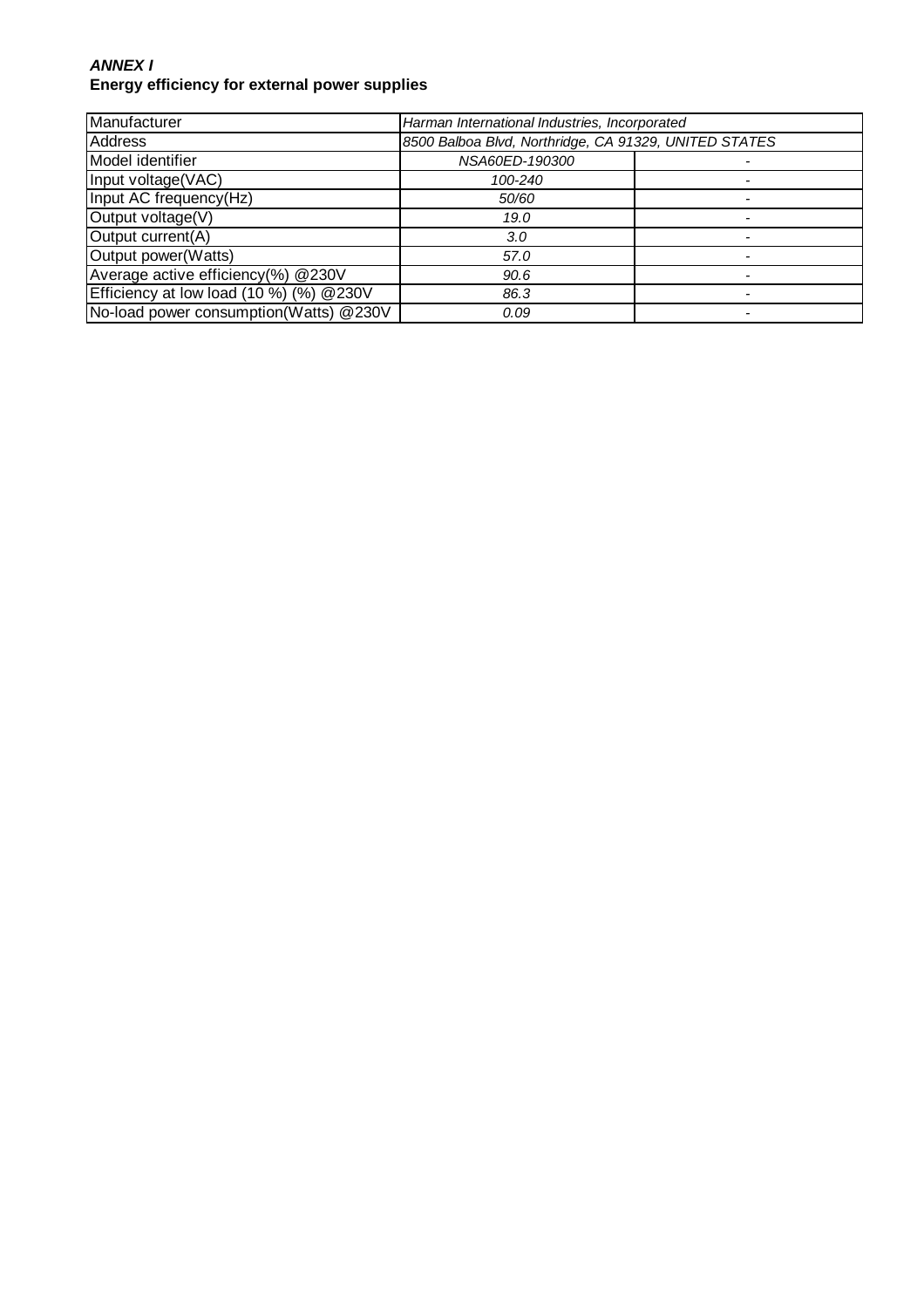***ANNEX I***
**Energy efficiency for external power supplies**

| Manufacturer | *Harman International Industries, Incorporated* | |
|---|---|---|
| Address | *8500 Balboa Blvd, Northridge, CA 91329, UNITED STATES* | |
| Model identifier | *NSA60ED-190300* | - |
| Input voltage(VAC) | *100-240* | - |
| Input AC frequency(Hz) | *50/60* | - |
| Output voltage(V) | *19.0* | - |
| Output current(A) | *3.0* | - |
| Output power(Watts) | *57.0* | - |
| Average active efficiency(%) @230V | *90.6* | - |
| Efficiency at low load (10 %) (%) @230V | *86.3* | - |
| No-load power consumption(Watts) @230V | *0.09* | - |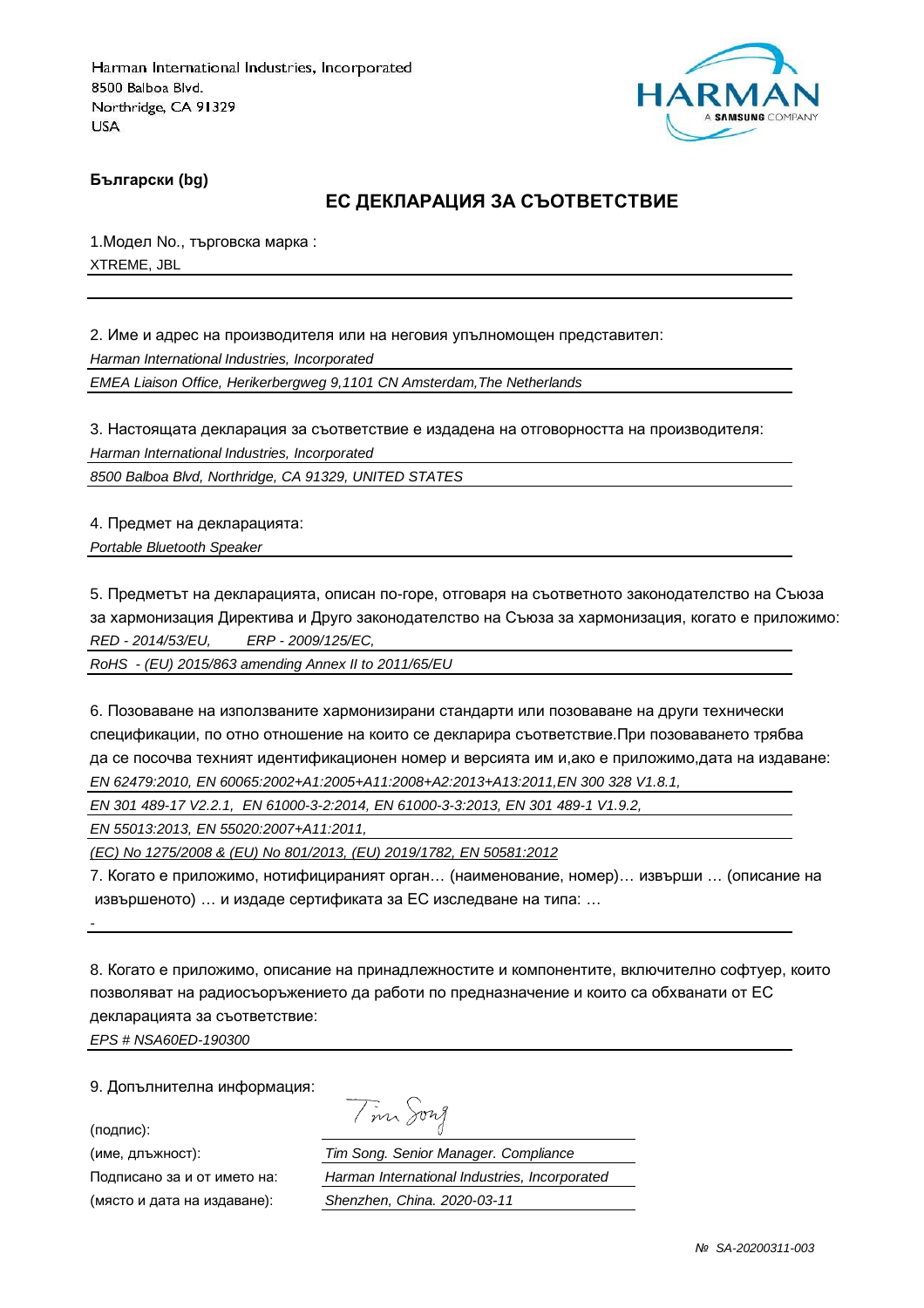Harman International Industries, Incorporated
8500 Balboa Blvd.
Northridge, CA 91329
USA

HARMAN
A SAMSUNG COMPANY

**Български (bg)**

## ЕС ДЕКЛАРАЦИЯ ЗА СЪОТВЕТСТВИЕ

1.Модел No., търговска марка :
XTREME, JBL

2. Име и адрес на производителя или на неговия упълномощен представител:
*Harman International Industries, Incorporated*
*EMEA Liaison Office, Herikerbergweg 9,1101 CN Amsterdam,The Netherlands*

3. Настоящата декларация за съответствие е издадена на отговорността на производителя:
*Harman International Industries, Incorporated*
*8500 Balboa Blvd, Northridge, CA 91329, UNITED STATES*

4. Предмет на декларацията:
*Portable Bluetooth Speaker*

5. Предметът на декларацията, описан по-горе, отговаря на съответното законодателство на Съюза за хармонизация Директива и Друго законодателство на Съюза за хармонизация, когато е приложимо:
*RED - 2014/53/EU, ERP - 2009/125/EC,*
*RoHS - (EU) 2015/863 amending Annex II to 2011/65/EU*

6. Позоваване на използваните хармонизирани стандарти или позоваване на други технически спецификации, по отно отношение на които се декларира съответствие.При позоваването трябва да се посочва техният идентификационен номер и версията им и,ако е приложимо,дата на издаване:
*EN 62479:2010, EN 60065:2002+A1:2005+A11:2008+A2:2013+A13:2011,EN 300 328 V1.8.1,*
*EN 301 489-17 V2.2.1, EN 61000-3-2:2014, EN 61000-3-3:2013, EN 301 489-1 V1.9.2,*
*EN 55013:2013, EN 55020:2007+A11:2011,*
*(EC) No 1275/2008 & (EU) No 801/2013, (EU) 2019/1782, EN 50581:2012*

7. Когато е приложимо, нотифицираният орган… (наименование, номер)… извърши … (описание на извършеното) … и издаде сертификата за ЕС изследване на типа: …
-

8. Когато е приложимо, описание на принадлежностите и компонентите, включително софтуер, които позволяват на радиосъоръжението да работи по предназначение и които са обхванати от ЕС декларацията за съответствие:
*EPS # NSA60ED-190300*

9. Допълнителна информация:

(подпис): Tim Song
(име, длъжност): *Tim Song. Senior Manager. Compliance*
Подписано за и от името на: *Harman International Industries, Incorporated*
(място и дата на издаване): *Shenzhen, China. 2020-03-11*

*№ SA-20200311-003*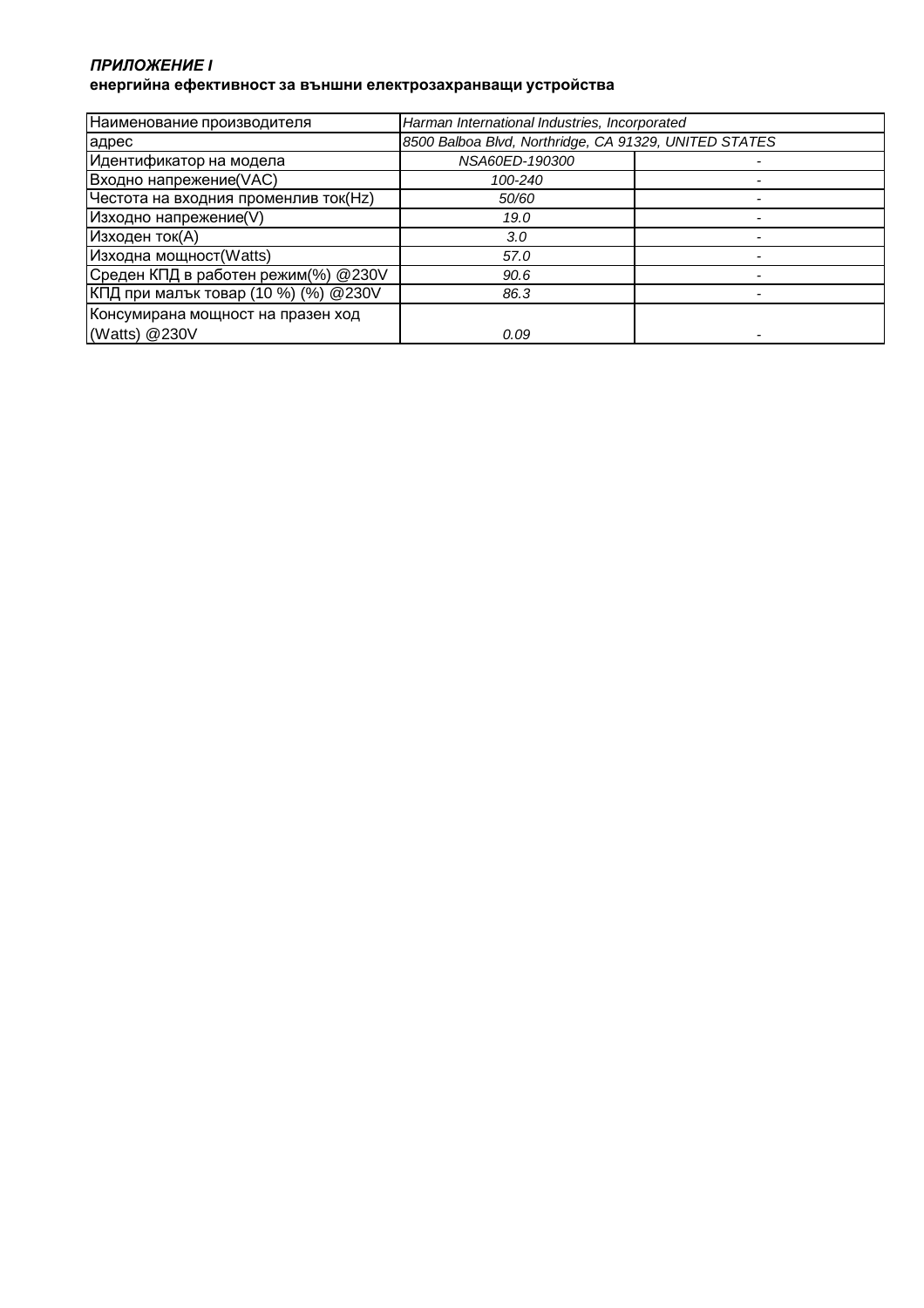***ПРИЛОЖЕНИЕ I***

**енергийна ефективност за външни електрозахранващи устройства**

| Наименование производителя | *Harman International Industries, Incorporated* | |
|---|---|---|
| адрес | *8500 Balboa Blvd, Northridge, CA 91329, UNITED STATES* | |
| Идентификатор на модела | *NSA60ED-190300* | - |
| Входно напрежение(VAC) | *100-240* | - |
| Честота на входния променлив ток(Hz) | *50/60* | - |
| Изходно напрежение(V) | *19.0* | - |
| Изходен ток(A) | *3.0* | - |
| Изходна мощност(Watts) | *57.0* | - |
| Среден КПД в работен режим(%) @230V | *90.6* | - |
| КПД при малък товар (10 %) (%) @230V | *86.3* | - |
| Консумирана мощност на празен ход (Watts) @230V | *0.09* | - |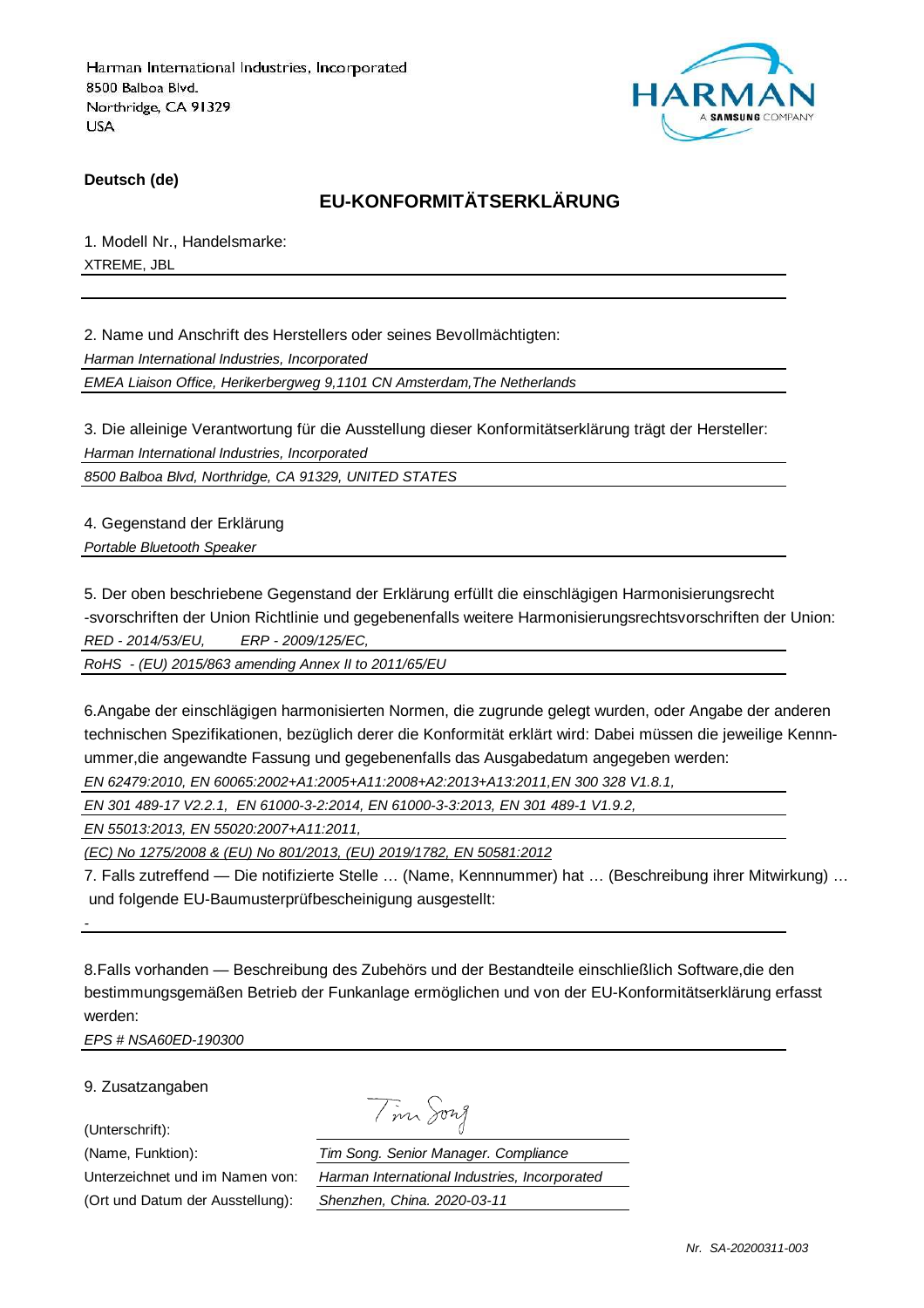Harman International Industries, Incorporated
8500 Balboa Blvd.
Northridge, CA 91329
USA

HARMAN
A SAMSUNG COMPANY

**Deutsch (de)**

## EU-KONFORMITÄTSERKLÄRUNG

1. Modell Nr., Handelsmarke:

XTREME, JBL

2. Name und Anschrift des Herstellers oder seines Bevollmächtigten:

*Harman International Industries, Incorporated*

*EMEA Liaison Office, Herikerbergweg 9,1101 CN Amsterdam,The Netherlands*

3. Die alleinige Verantwortung für die Ausstellung dieser Konformitätserklärung trägt der Hersteller:

*Harman International Industries, Incorporated*

*8500 Balboa Blvd, Northridge, CA 91329, UNITED STATES*

4. Gegenstand der Erklärung

*Portable Bluetooth Speaker*

5. Der oben beschriebene Gegenstand der Erklärung erfüllt die einschlägigen Harmonisierungsrecht -svorschriften der Union Richtlinie und gegebenenfalls weitere Harmonisierungsrechtsvorschriften der Union:

*RED - 2014/53/EU, ERP - 2009/125/EC,*

*RoHS - (EU) 2015/863 amending Annex II to 2011/65/EU*

6.Angabe der einschlägigen harmonisierten Normen, die zugrunde gelegt wurden, oder Angabe der anderen technischen Spezifikationen, bezüglich derer die Konformität erklärt wird: Dabei müssen die jeweilige Kennnummer,die angewandte Fassung und gegebenenfalls das Ausgabedatum angegeben werden:

*EN 62479:2010, EN 60065:2002+A1:2005+A11:2008+A2:2013+A13:2011,EN 300 328 V1.8.1,*

*EN 301 489-17 V2.2.1, EN 61000-3-2:2014, EN 61000-3-3:2013, EN 301 489-1 V1.9.2,*

*EN 55013:2013, EN 55020:2007+A11:2011,*

*(EC) No 1275/2008 & (EU) No 801/2013, (EU) 2019/1782, EN 50581:2012*

7. Falls zutreffend — Die notifizierte Stelle … (Name, Kennnummer) hat … (Beschreibung ihrer Mitwirkung) … und folgende EU-Baumusterprüfbescheinigung ausgestellt:

-

8.Falls vorhanden — Beschreibung des Zubehörs und der Bestandteile einschließlich Software,die den bestimmungsgemäßen Betrieb der Funkanlage ermöglichen und von der EU-Konformitätserklärung erfasst werden:

*EPS # NSA60ED-190300*

9. Zusatzangaben

(Unterschrift): Tim Song

(Name, Funktion): *Tim Song. Senior Manager. Compliance*

Unterzeichnet und im Namen von: *Harman International Industries, Incorporated*

(Ort und Datum der Ausstellung): *Shenzhen, China. 2020-03-11*

*Nr. SA-20200311-003*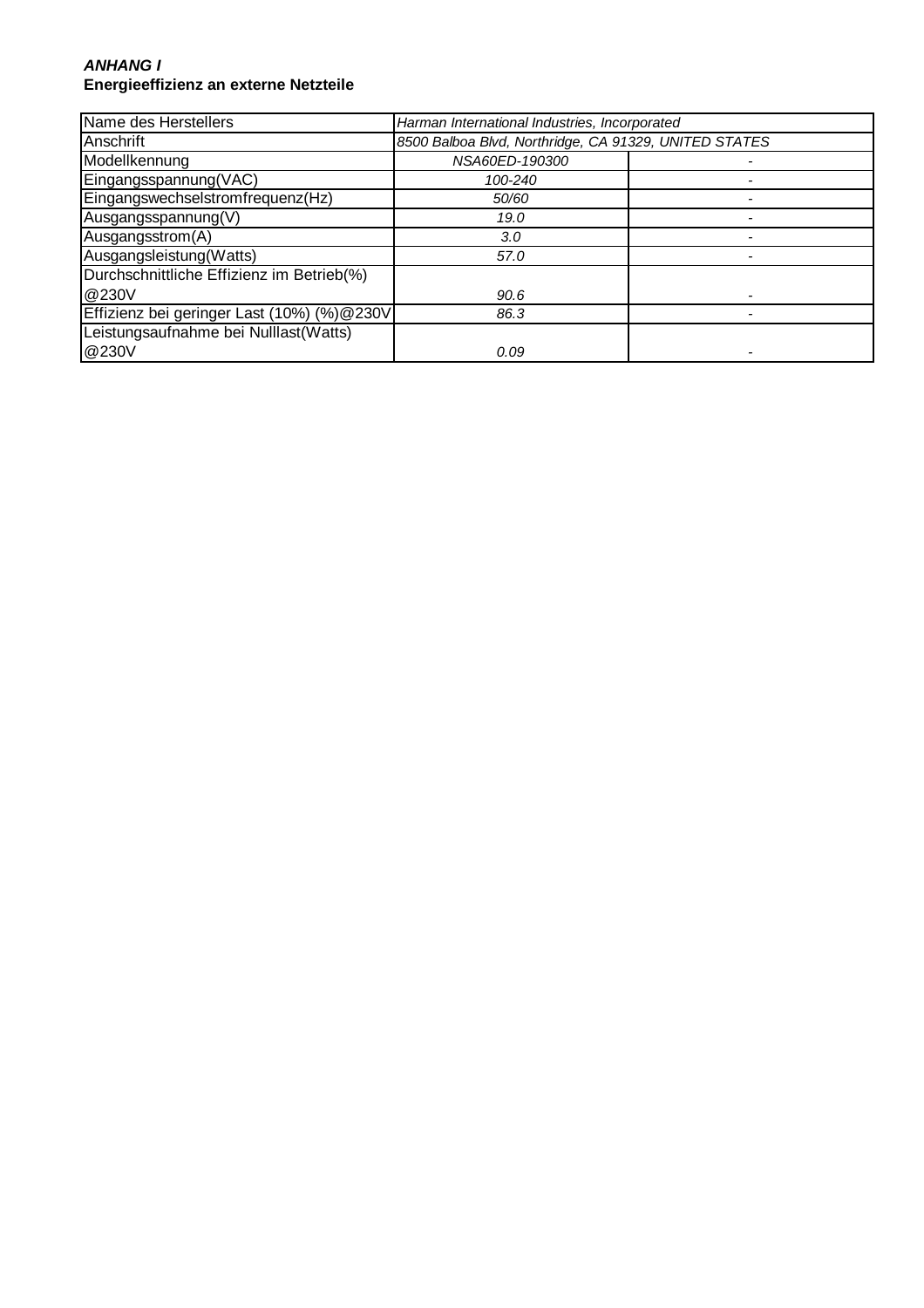***ANHANG I***
**Energieeffizienz an externe Netzteile**

| Name des Herstellers | *Harman International Industries, Incorporated* | |
|---|---|---|
| Anschrift | *8500 Balboa Blvd, Northridge, CA 91329, UNITED STATES* | |
| Modellkennung | *NSA60ED-190300* | - |
| Eingangsspannung(VAC) | *100-240* | - |
| Eingangswechselstromfrequenz(Hz) | *50/60* | - |
| Ausgangsspannung(V) | *19.0* | - |
| Ausgangsstrom(A) | *3.0* | - |
| Ausgangsleistung(Watts) | *57.0* | - |
| Durchschnittliche Effizienz im Betrieb(%) @230V | *90.6* | - |
| Effizienz bei geringer Last (10%) (%)@230V | *86.3* | - |
| Leistungsaufnahme bei Nulllast(Watts) @230V | *0.09* | - |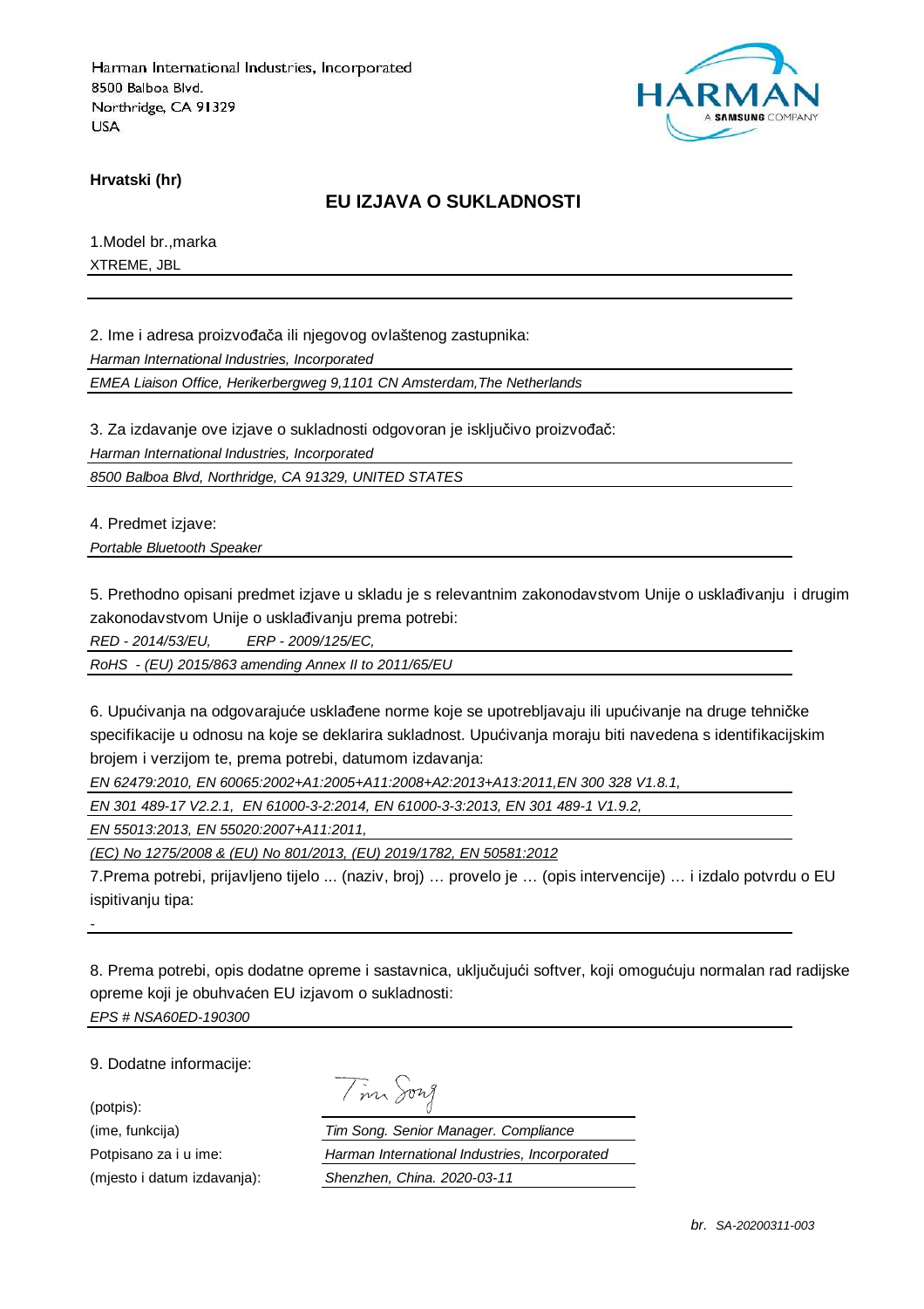Harman International Industries, Incorporated
8500 Balboa Blvd.
Northridge, CA 91329
USA

HARMAN
A SAMSUNG COMPANY

**Hrvatski (hr)**

## EU IZJAVA O SUKLADNOSTI

1.Model br.,marka

XTREME, JBL

2. Ime i adresa proizvođača ili njegovog ovlaštenog zastupnika:

*Harman International Industries, Incorporated*

*EMEA Liaison Office, Herikerbergweg 9,1101 CN Amsterdam,The Netherlands*

3. Za izdavanje ove izjave o sukladnosti odgovoran je isključivo proizvođač:

*Harman International Industries, Incorporated*

*8500 Balboa Blvd, Northridge, CA 91329, UNITED STATES*

4. Predmet izjave:

*Portable Bluetooth Speaker*

5. Prethodno opisani predmet izjave u skladu je s relevantnim zakonodavstvom Unije o usklađivanju i drugim zakonodavstvom Unije o usklađivanju prema potrebi:

*RED - 2014/53/EU, ERP - 2009/125/EC,*

*RoHS - (EU) 2015/863 amending Annex II to 2011/65/EU*

6. Upućivanja na odgovarajuće usklađene norme koje se upotrebljavaju ili upućivanje na druge tehničke specifikacije u odnosu na koje se deklarira sukladnost. Upućivanja moraju biti navedena s identifikacijskim brojem i verzijom te, prema potrebi, datumom izdavanja:

*EN 62479:2010, EN 60065:2002+A1:2005+A11:2008+A2:2013+A13:2011,EN 300 328 V1.8.1,*

*EN 301 489-17 V2.2.1, EN 61000-3-2:2014, EN 61000-3-3:2013, EN 301 489-1 V1.9.2,*

*EN 55013:2013, EN 55020:2007+A11:2011,*

*(EC) No 1275/2008 & (EU) No 801/2013, (EU) 2019/1782, EN 50581:2012*

7.Prema potrebi, prijavljeno tijelo ... (naziv, broj) … provelo je … (opis intervencije) … i izdalo potvrdu o EU ispitivanju tipa:

-

8. Prema potrebi, opis dodatne opreme i sastavnica, uključujući softver, koji omogućuju normalan rad radijske opreme koji je obuhvaćen EU izjavom o sukladnosti:

*EPS # NSA60ED-190300*

9. Dodatne informacije:

(potpis):

(ime, funkcija): *Tim Song. Senior Manager. Compliance*

Potpisano za i u ime: *Harman International Industries, Incorporated*

(mjesto i datum izdavanja): *Shenzhen, China. 2020-03-11*

*br. SA-20200311-003*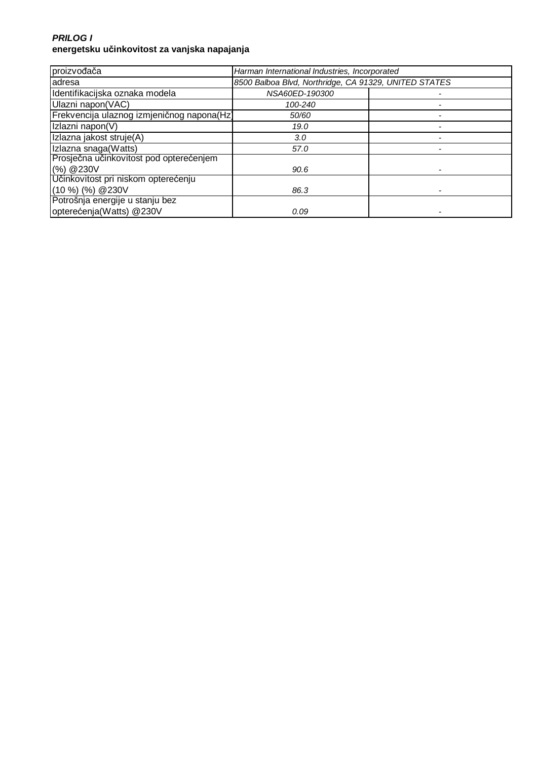***PRILOG I***
**energetsku učinkovitost za vanjska napajanja**

| proizvođača | *Harman International Industries, Incorporated* | |
|---|---|---|
| adresa | *8500 Balboa Blvd, Northridge, CA 91329, UNITED STATES* | |
| Identifikacijska oznaka modela | *NSA60ED-190300* | - |
| Ulazni napon(VAC) | *100-240* | - |
| Frekvencija ulaznog izmjeničnog napona(Hz) | *50/60* | - |
| Izlazni napon(V) | *19.0* | - |
| Izlazna jakost struje(A) | *3.0* | - |
| Izlazna snaga(Watts) | *57.0* | - |
| Prosječna učinkovitost pod opterećenjem (%) @230V | *90.6* | - |
| Učinkovitost pri niskom opterećenju (10 %) (%) @230V | *86.3* | - |
| Potrošnja energije u stanju bez opterećenja(Watts) @230V | *0.09* | - |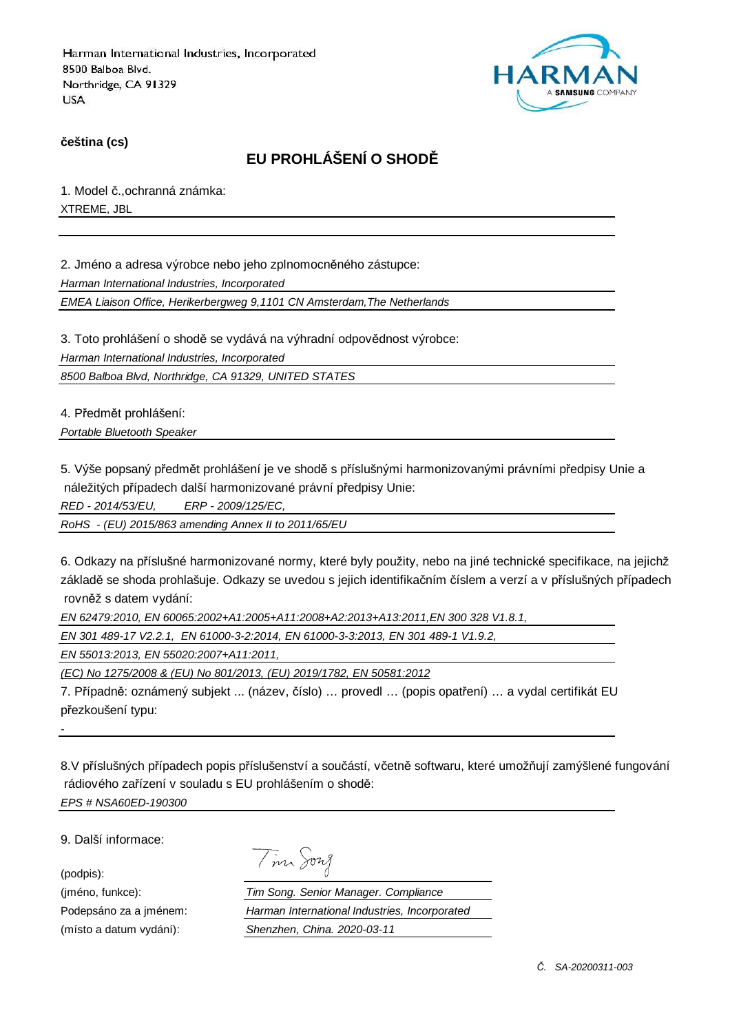Harman International Industries, Incorporated
8500 Balboa Blvd.
Northridge, CA 91329
USA

HARMAN
A SAMSUNG COMPANY

**čeština (cs)**

## EU PROHLÁŠENÍ O SHODĚ

1. Model č.,ochranná známka:

XTREME, JBL

2. Jméno a adresa výrobce nebo jeho zplnomocněného zástupce:

*Harman International Industries, Incorporated*

*EMEA Liaison Office, Herikerbergweg 9,1101 CN Amsterdam,The Netherlands*

3. Toto prohlášení o shodě se vydává na výhradní odpovědnost výrobce:

*Harman International Industries, Incorporated*

*8500 Balboa Blvd, Northridge, CA 91329, UNITED STATES*

4. Předmět prohlášení:

*Portable Bluetooth Speaker*

5. Výše popsaný předmět prohlášení je ve shodě s příslušnými harmonizovanými právními předpisy Unie a náležitých případech další harmonizované právní předpisy Unie:

*RED - 2014/53/EU, ERP - 2009/125/EC,*

*RoHS - (EU) 2015/863 amending Annex II to 2011/65/EU*

6. Odkazy na příslušné harmonizované normy, které byly použity, nebo na jiné technické specifikace, na jejichž základě se shoda prohlašuje. Odkazy se uvedou s jejich identifikačním číslem a verzí a v příslušných případech rovněž s datem vydání:

*EN 62479:2010, EN 60065:2002+A1:2005+A11:2008+A2:2013+A13:2011,EN 300 328 V1.8.1,*

*EN 301 489-17 V2.2.1, EN 61000-3-2:2014, EN 61000-3-3:2013, EN 301 489-1 V1.9.2,*

*EN 55013:2013, EN 55020:2007+A11:2011,*

*(EC) No 1275/2008 & (EU) No 801/2013, (EU) 2019/1782, EN 50581:2012*

7. Případně: oznámený subjekt ... (název, číslo) … provedl … (popis opatření) … a vydal certifikát EU přezkoušení typu:

-

8.V příslušných případech popis příslušenství a součástí, včetně softwaru, které umožňují zamýšlené fungování rádiového zařízení v souladu s EU prohlášením o shodě:

*EPS # NSA60ED-190300*

9. Další informace:

(podpis): Tim Song

(jméno, funkce): *Tim Song. Senior Manager. Compliance*

Podepsáno za a jménem: *Harman International Industries, Incorporated*

(místo a datum vydání): *Shenzhen, China. 2020-03-11*

*Č. SA-20200311-003*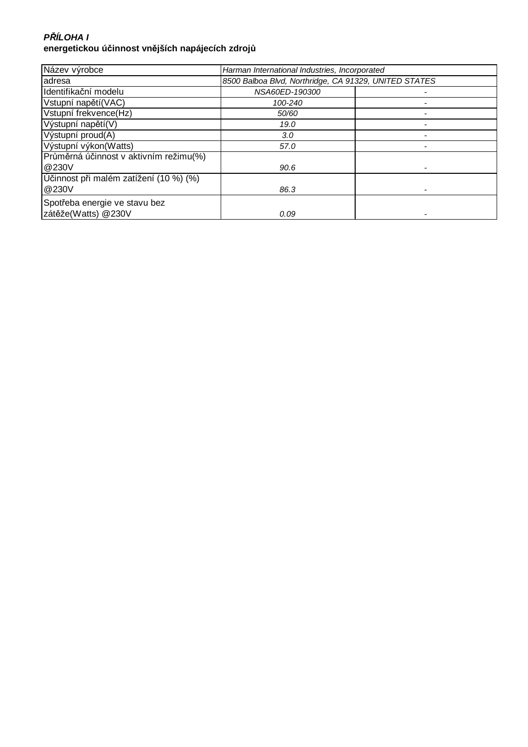***PŘÍLOHA I***
**energetickou účinnost vnějších napájecích zdrojů**

| Název výrobce | *Harman International Industries, Incorporated* | |
|---|---|---|
| adresa | *8500 Balboa Blvd, Northridge, CA 91329, UNITED STATES* | |
| Identifikační modelu | *NSA60ED-190300* | - |
| Vstupní napětí(VAC) | *100-240* | - |
| Vstupní frekvence(Hz) | *50/60* | - |
| Výstupní napětí(V) | *19.0* | - |
| Výstupní proud(A) | *3.0* | - |
| Výstupní výkon(Watts) | *57.0* | - |
| Průměrná účinnost v aktivním režimu(%) @230V | *90.6* | - |
| Účinnost při malém zatížení (10 %) (%) @230V | *86.3* | - |
| Spotřeba energie ve stavu bez zátěže(Watts) @230V | *0.09* | - |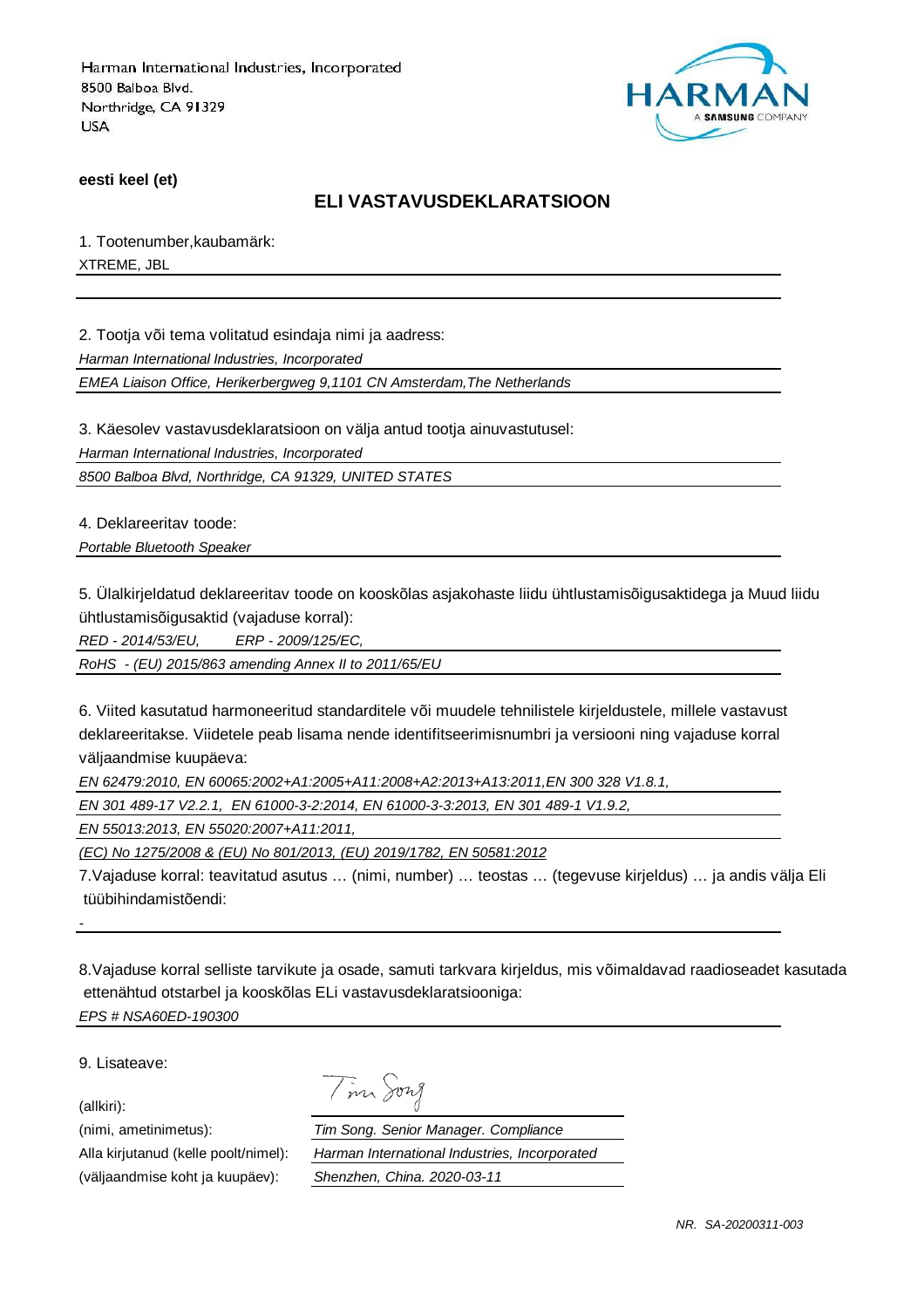Harman International Industries, Incorporated
8500 Balboa Blvd.
Northridge, CA 91329
USA

HARMAN
A SAMSUNG COMPANY

**eesti keel (et)**

## ELI VASTAVUSDEKLARATSIOON

1. Tootenumber,kaubamärk:

XTREME, JBL

2. Tootja või tema volitatud esindaja nimi ja aadress:

*Harman International Industries, Incorporated*

*EMEA Liaison Office, Herikerbergweg 9,1101 CN Amsterdam,The Netherlands*

3. Käesolev vastavusdeklaratsioon on välja antud tootja ainuvastutusel:

*Harman International Industries, Incorporated*

*8500 Balboa Blvd, Northridge, CA 91329, UNITED STATES*

4. Deklareeritav toode:

*Portable Bluetooth Speaker*

5. Ülalkirjeldatud deklareeritav toode on kooskõlas asjakohaste liidu ühtlustamisõigusaktidega ja Muud liidu ühtlustamisõigusaktid (vajaduse korral):

*RED - 2014/53/EU, ERP - 2009/125/EC,*

*RoHS - (EU) 2015/863 amending Annex II to 2011/65/EU*

6. Viited kasutatud harmoneeritud standarditele või muudele tehnilistele kirjeldustele, millele vastavust deklareeritakse. Viidetele peab lisama nende identifitseerimisnumbri ja versiooni ning vajaduse korral väljaandmise kuupäeva:

*EN 62479:2010, EN 60065:2002+A1:2005+A11:2008+A2:2013+A13:2011,EN 300 328 V1.8.1,*

*EN 301 489-17 V2.2.1, EN 61000-3-2:2014, EN 61000-3-3:2013, EN 301 489-1 V1.9.2,*

*EN 55013:2013, EN 55020:2007+A11:2011,*

*(EC) No 1275/2008 & (EU) No 801/2013, (EU) 2019/1782, EN 50581:2012*

7.Vajaduse korral: teavitatud asutus … (nimi, number) … teostas … (tegevuse kirjeldus) … ja andis välja Eli tüübihindamistõendi:

-

8.Vajaduse korral selliste tarvikute ja osade, samuti tarkvara kirjeldus, mis võimaldavad raadioseadet kasutada ettenähtud otstarbel ja kooskõlas ELi vastavusdeklaratsiooniga:

*EPS # NSA60ED-190300*

9. Lisateave:

| | |
|---|---|
| (allkiri): | Tim Song |
| (nimi, ametinimetus): | *Tim Song. Senior Manager. Compliance* |
| Alla kirjutanud (kelle poolt/nimel): | *Harman International Industries, Incorporated* |
| (väljaandmise koht ja kuupäev): | *Shenzhen, China. 2020-03-11* |

*NR. SA-20200311-003*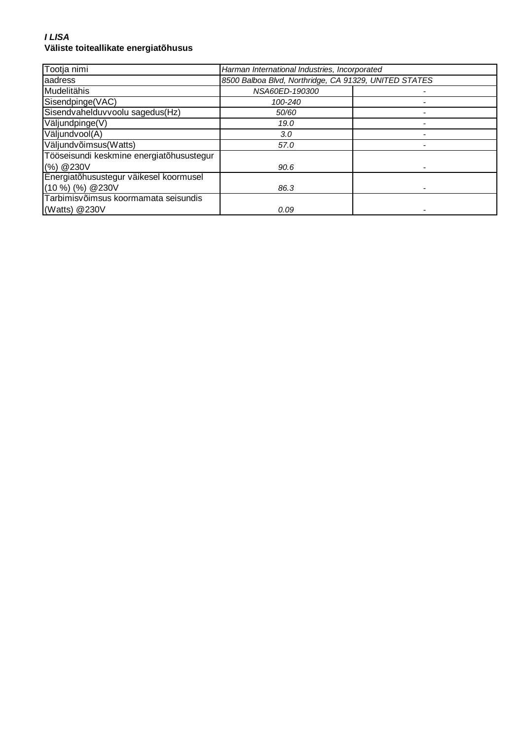***I LISA***
**Väliste toiteallikate energiatõhusus**

| Tootja nimi | *Harman International Industries, Incorporated* | |
|---|---|---|
| aadress | *8500 Balboa Blvd, Northridge, CA 91329, UNITED STATES* | |
| Mudelitähis | *NSA60ED-190300* | - |
| Sisendpinge(VAC) | *100-240* | - |
| Sisendvahelduvvoolu sagedus(Hz) | *50/60* | - |
| Väljundpinge(V) | *19.0* | - |
| Väljundvool(A) | *3.0* | - |
| Väljundvõimsus(Watts) | *57.0* | - |
| Tööseisundi keskmine energiatõhusustegur (%) @230V | *90.6* | - |
| Energiatõhusustegur väikesel koormusel (10 %) (%) @230V | *86.3* | - |
| Tarbimisvõimsus koormamata seisundis (Watts) @230V | *0.09* | - |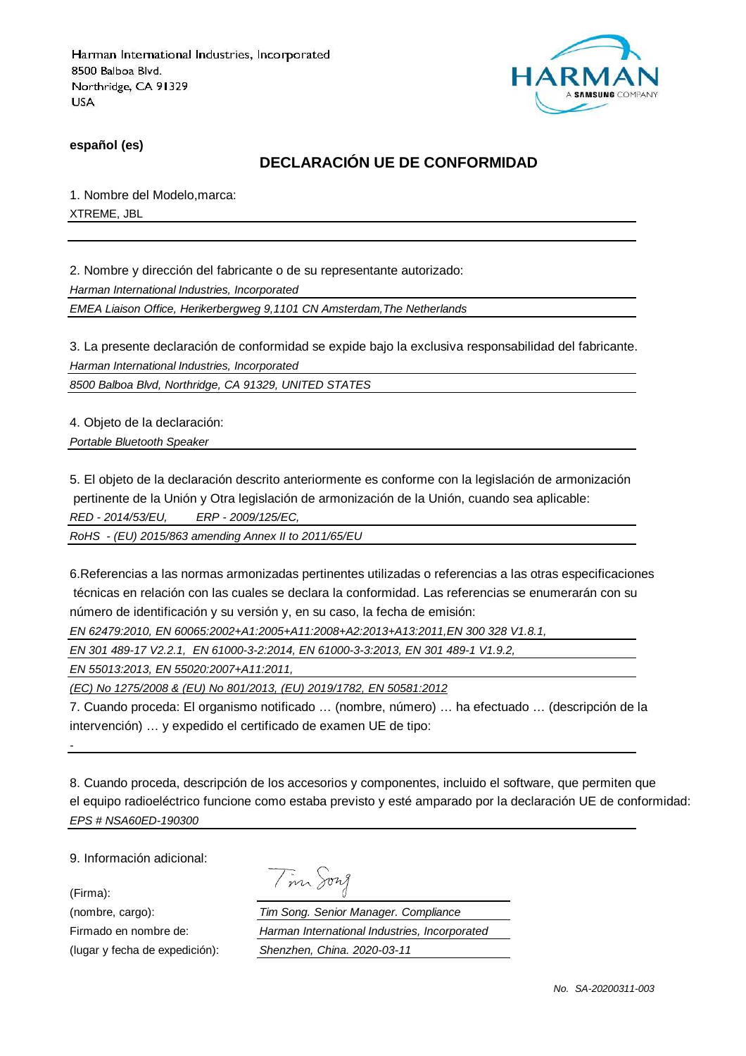Harman International Industries, Incorporated
8500 Balboa Blvd.
Northridge, CA 91329
USA

HARMAN
A SAMSUNG COMPANY

**español (es)**

## DECLARACIÓN UE DE CONFORMIDAD

1. Nombre del Modelo,marca:

XTREME, JBL

2. Nombre y dirección del fabricante o de su representante autorizado:

*Harman International Industries, Incorporated*

*EMEA Liaison Office, Herikerbergweg 9,1101 CN Amsterdam,The Netherlands*

3. La presente declaración de conformidad se expide bajo la exclusiva responsabilidad del fabricante.

*Harman International Industries, Incorporated*

*8500 Balboa Blvd, Northridge, CA 91329, UNITED STATES*

4. Objeto de la declaración:

*Portable Bluetooth Speaker*

5. El objeto de la declaración descrito anteriormente es conforme con la legislación de armonización pertinente de la Unión y Otra legislación de armonización de la Unión, cuando sea aplicable:

*RED - 2014/53/EU, ERP - 2009/125/EC,*

*RoHS - (EU) 2015/863 amending Annex II to 2011/65/EU*

6.Referencias a las normas armonizadas pertinentes utilizadas o referencias a las otras especificaciones técnicas en relación con las cuales se declara la conformidad. Las referencias se enumerarán con su número de identificación y su versión y, en su caso, la fecha de emisión:

*EN 62479:2010, EN 60065:2002+A1:2005+A11:2008+A2:2013+A13:2011,EN 300 328 V1.8.1,*

*EN 301 489-17 V2.2.1, EN 61000-3-2:2014, EN 61000-3-3:2013, EN 301 489-1 V1.9.2,*

*EN 55013:2013, EN 55020:2007+A11:2011,*

*(EC) No 1275/2008 & (EU) No 801/2013, (EU) 2019/1782, EN 50581:2012*

7. Cuando proceda: El organismo notificado … (nombre, número) … ha efectuado … (descripción de la intervención) … y expedido el certificado de examen UE de tipo:

-

8. Cuando proceda, descripción de los accesorios y componentes, incluido el software, que permiten que el equipo radioeléctrico funcione como estaba previsto y esté amparado por la declaración UE de conformidad:

*EPS # NSA60ED-190300*

9. Información adicional:

(Firma):

(nombre, cargo): *Tim Song. Senior Manager. Compliance*

Firmado en nombre de: *Harman International Industries, Incorporated*

(lugar y fecha de expedición): *Shenzhen, China. 2020-03-11*

*No. SA-20200311-003*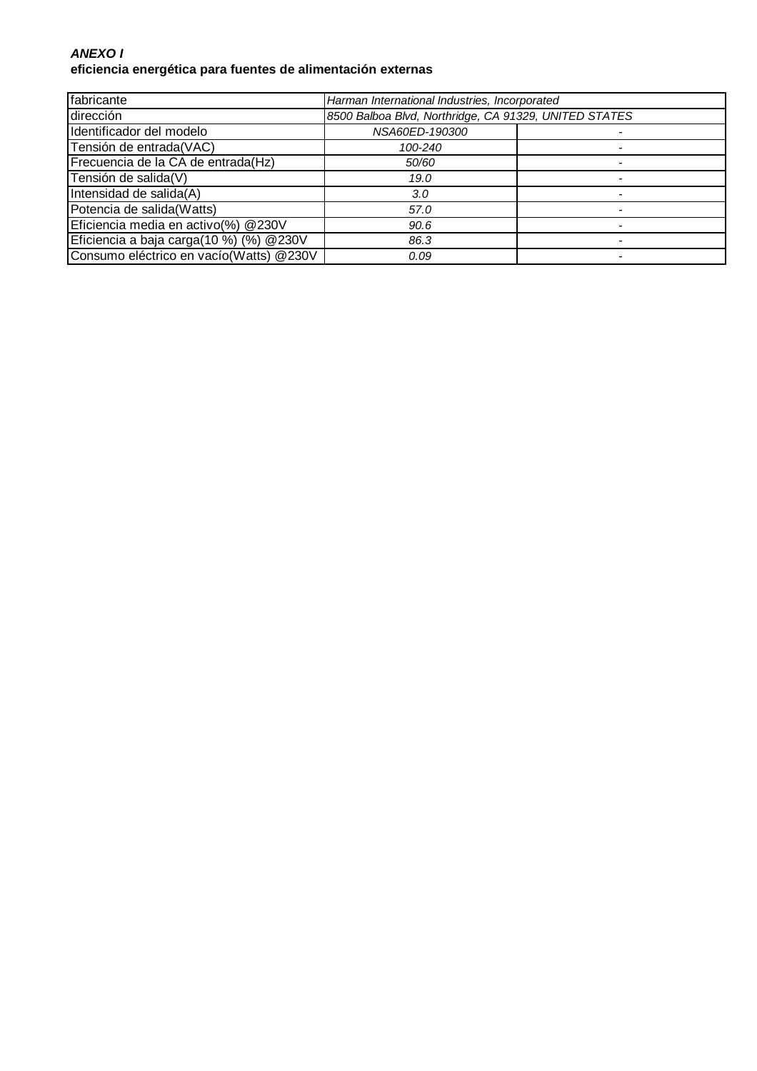***ANEXO I***

**eficiencia energética para fuentes de alimentación externas**

| | | |
|---|---|---|
| fabricante | *Harman International Industries, Incorporated* | |
| dirección | *8500 Balboa Blvd, Northridge, CA 91329, UNITED STATES* | |
| Identificador del modelo | *NSA60ED-190300* | - |
| Tensión de entrada(VAC) | *100-240* | - |
| Frecuencia de la CA de entrada(Hz) | *50/60* | - |
| Tensión de salida(V) | *19.0* | - |
| Intensidad de salida(A) | *3.0* | - |
| Potencia de salida(Watts) | *57.0* | - |
| Eficiencia media en activo(%) @230V | *90.6* | - |
| Eficiencia a baja carga(10 %) (%) @230V | *86.3* | - |
| Consumo eléctrico en vacío(Watts) @230V | *0.09* | - |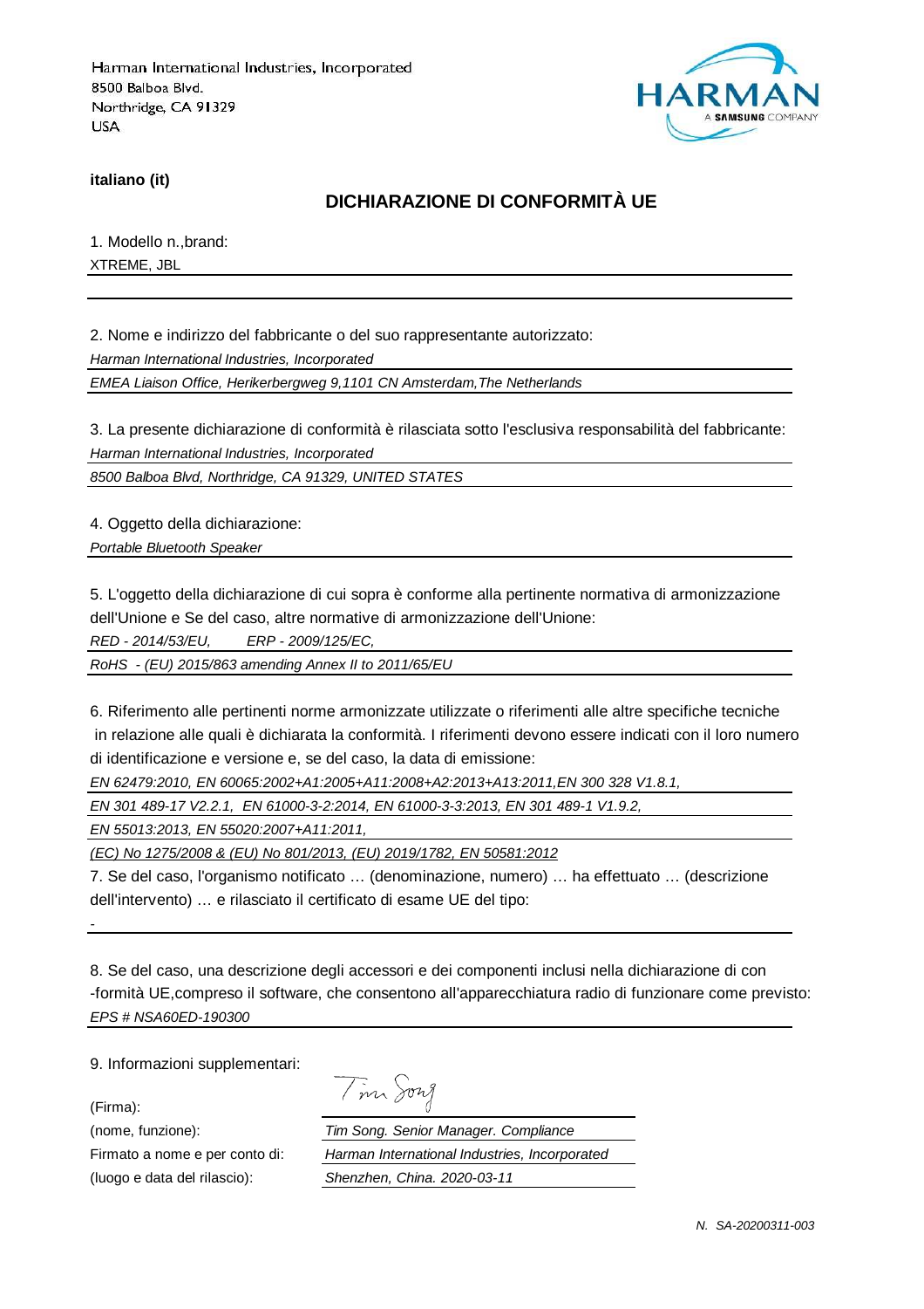Harman International Industries, Incorporated
8500 Balboa Blvd.
Northridge, CA 91329
USA

**italiano (it)**

## DICHIARAZIONE DI CONFORMITÀ UE

1. Modello n.,brand:

XTREME, JBL

2. Nome e indirizzo del fabbricante o del suo rappresentante autorizzato:

*Harman International Industries, Incorporated*

*EMEA Liaison Office, Herikerbergweg 9,1101 CN Amsterdam,The Netherlands*

3. La presente dichiarazione di conformità è rilasciata sotto l'esclusiva responsabilità del fabbricante:

*Harman International Industries, Incorporated*

*8500 Balboa Blvd, Northridge, CA 91329, UNITED STATES*

4. Oggetto della dichiarazione:

*Portable Bluetooth Speaker*

5. L'oggetto della dichiarazione di cui sopra è conforme alla pertinente normativa di armonizzazione dell'Unione e Se del caso, altre normative di armonizzazione dell'Unione:

*RED - 2014/53/EU,     ERP - 2009/125/EC,*

*RoHS - (EU) 2015/863 amending Annex II to 2011/65/EU*

6. Riferimento alle pertinenti norme armonizzate utilizzate o riferimenti alle altre specifiche tecniche in relazione alle quali è dichiarata la conformità. I riferimenti devono essere indicati con il loro numero di identificazione e versione e, se del caso, la data di emissione:

*EN 62479:2010, EN 60065:2002+A1:2005+A11:2008+A2:2013+A13:2011,EN 300 328 V1.8.1,*

*EN 301 489-17 V2.2.1, EN 61000-3-2:2014, EN 61000-3-3:2013, EN 301 489-1 V1.9.2,*

*EN 55013:2013, EN 55020:2007+A11:2011,*

*(EC) No 1275/2008 & (EU) No 801/2013, (EU) 2019/1782, EN 50581:2012*

7. Se del caso, l'organismo notificato … (denominazione, numero) … ha effettuato … (descrizione dell'intervento) … e rilasciato il certificato di esame UE del tipo:

-

8. Se del caso, una descrizione degli accessori e dei componenti inclusi nella dichiarazione di con -formità UE,compreso il software, che consentono all'apparecchiatura radio di funzionare come previsto:

*EPS # NSA60ED-190300*

9. Informazioni supplementari:

(Firma): Tim Song

(nome, funzione): *Tim Song. Senior Manager. Compliance*

Firmato a nome e per conto di: *Harman International Industries, Incorporated*

(luogo e data del rilascio): *Shenzhen, China. 2020-03-11*

*N. SA-20200311-003*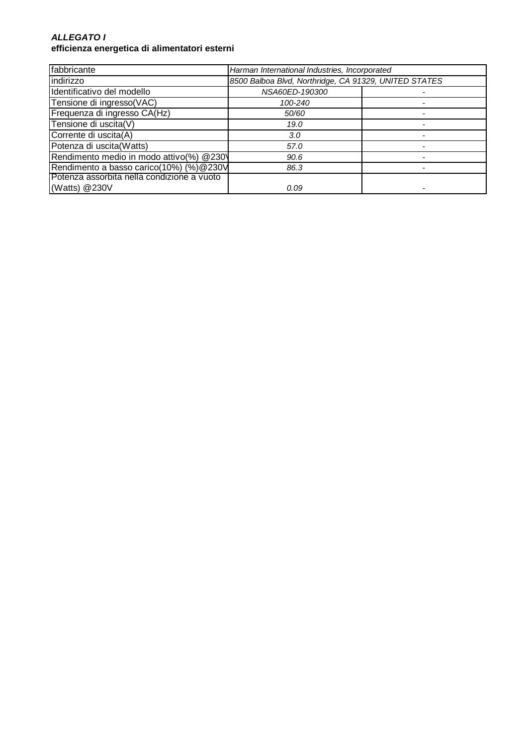***ALLEGATO I***
**efficienza energetica di alimentatori esterni**

| fabbricante | *Harman International Industries, Incorporated* | |
|---|---|---|
| indirizzo | *8500 Balboa Blvd, Northridge, CA 91329, UNITED STATES* | |
| Identificativo del modello | *NSA60ED-190300* | - |
| Tensione di ingresso(VAC) | *100-240* | - |
| Frequenza di ingresso CA(Hz) | *50/60* | - |
| Tensione di uscita(V) | *19.0* | - |
| Corrente di uscita(A) | *3.0* | - |
| Potenza di uscita(Watts) | *57.0* | - |
| Rendimento medio in modo attivo(%) @230V | *90.6* | - |
| Rendimento a basso carico(10%) (%)@230V | *86.3* | - |
| Potenza assorbita nella condizione a vuoto (Watts) @230V | *0.09* | - |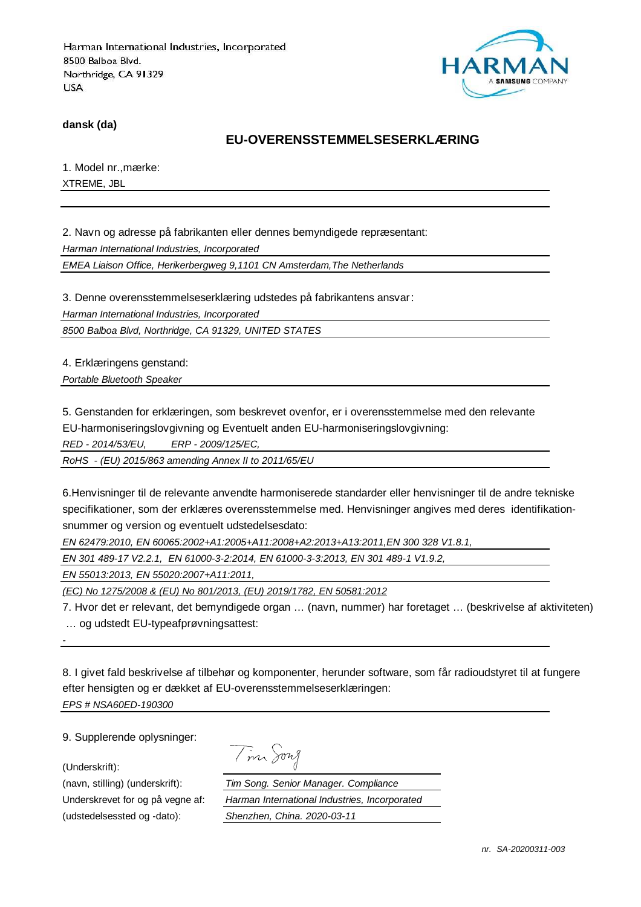Harman International Industries, Incorporated
8500 Balboa Blvd.
Northridge, CA 91329
USA

HARMAN
A SAMSUNG COMPANY

**dansk (da)**

## EU-OVERENSSTEMMELSESERKLÆRING

1. Model nr.,mærke:

XTREME, JBL

2. Navn og adresse på fabrikanten eller dennes bemyndigede repræsentant:

*Harman International Industries, Incorporated*

*EMEA Liaison Office, Herikerbergweg 9,1101 CN Amsterdam,The Netherlands*

3. Denne overensstemmelseserklæring udstedes på fabrikantens ansvar:

*Harman International Industries, Incorporated*

*8500 Balboa Blvd, Northridge, CA 91329, UNITED STATES*

4. Erklæringens genstand:

*Portable Bluetooth Speaker*

5. Genstanden for erklæringen, som beskrevet ovenfor, er i overensstemmelse med den relevante EU-harmoniseringslovgivning og Eventuelt anden EU-harmoniseringslovgivning:

*RED - 2014/53/EU, ERP - 2009/125/EC,*

*RoHS - (EU) 2015/863 amending Annex II to 2011/65/EU*

6.Henvisninger til de relevante anvendte harmoniserede standarder eller henvisninger til de andre tekniske specifikationer, som der erklæres overensstemmelse med. Henvisninger angives med deres identifikation-snummer og version og eventuelt udstedelsesdato:

*EN 62479:2010, EN 60065:2002+A1:2005+A11:2008+A2:2013+A13:2011,EN 300 328 V1.8.1,*

*EN 301 489-17 V2.2.1, EN 61000-3-2:2014, EN 61000-3-3:2013, EN 301 489-1 V1.9.2,*

*EN 55013:2013, EN 55020:2007+A11:2011,*

*(EC) No 1275/2008 & (EU) No 801/2013, (EU) 2019/1782, EN 50581:2012*

7. Hvor det er relevant, det bemyndigede organ … (navn, nummer) har foretaget … (beskrivelse af aktiviteten) … og udstedt EU-typeafprøvningsattest:

-

8. I givet fald beskrivelse af tilbehør og komponenter, herunder software, som får radioudstyret til at fungere efter hensigten og er dækket af EU-overensstemmelseserklæringen:

*EPS # NSA60ED-190300*

9. Supplerende oplysninger:

(Underskrift): Tim Song

(navn, stilling) (underskrift): *Tim Song. Senior Manager. Compliance*

Underskrevet for og på vegne af: *Harman International Industries, Incorporated*

(udstedelsessted og -dato): *Shenzhen, China. 2020-03-11*

*nr. SA-20200311-003*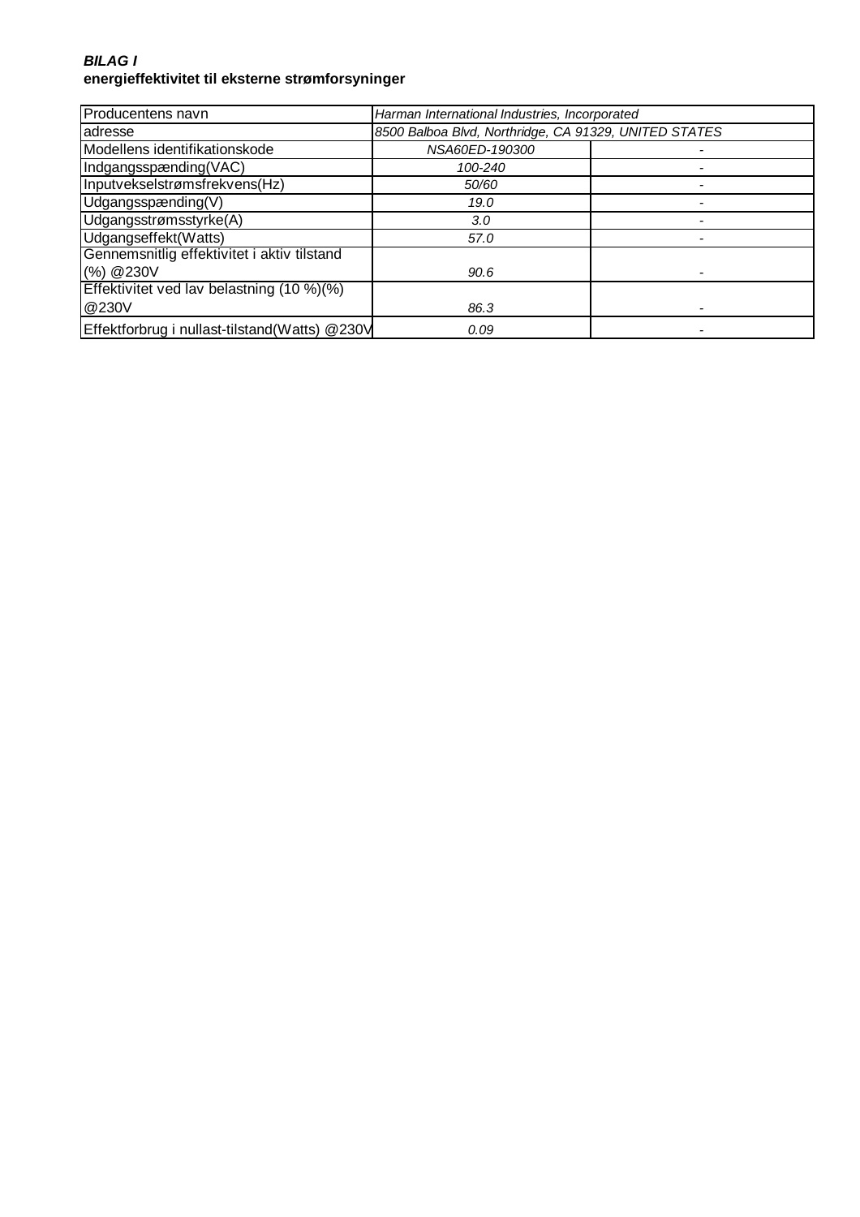***BILAG I***
**energieffektivitet til eksterne strømforsyninger**

| Producentens navn | *Harman International Industries, Incorporated* | |
|---|---|---|
| adresse | *8500 Balboa Blvd, Northridge, CA 91329, UNITED STATES* | |
| Modellens identifikationskode | *NSA60ED-190300* | - |
| Indgangsspænding(VAC) | *100-240* | - |
| Inputvekselstrømsfrekvens(Hz) | *50/60* | - |
| Udgangsspænding(V) | *19.0* | - |
| Udgangsstrømsstyrke(A) | *3.0* | - |
| Udgangseffekt(Watts) | *57.0* | - |
| Gennemsnitlig effektivitet i aktiv tilstand (%) @230V | *90.6* | - |
| Effektivitet ved lav belastning (10 %)(%) @230V | *86.3* | - |
| Effektforbrug i nullast-tilstand(Watts) @230V | *0.09* | - |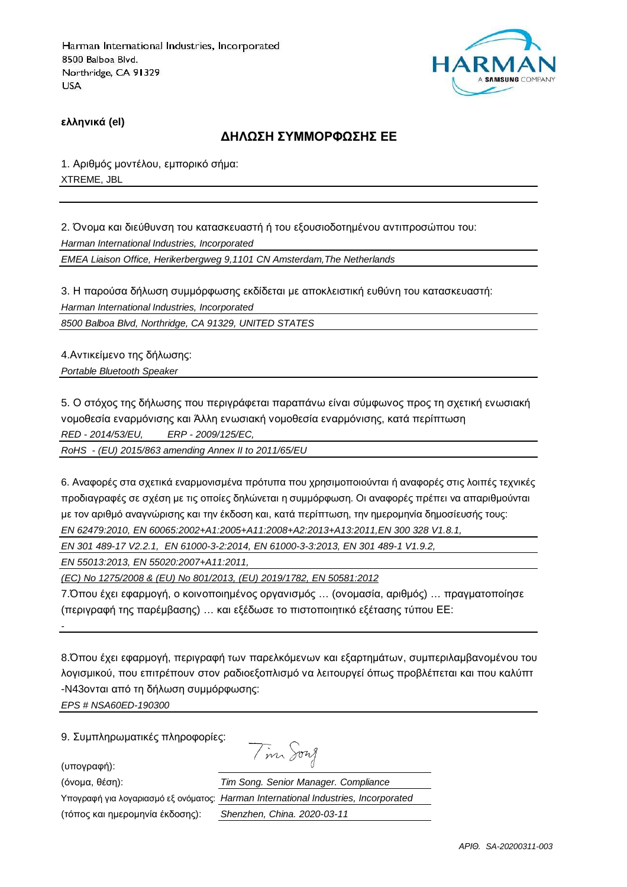Harman International Industries, Incorporated
8500 Balboa Blvd.
Northridge, CA 91329
USA

**ελληνικά (el)**

## ΔΗΛΩΣΗ ΣΥΜΜΟΡΦΩΣΗΣ ΕΕ

1. Αριθμός μοντέλου, εμπορικό σήμα:

XTREME, JBL

2. Όνομα και διεύθυνση του κατασκευαστή ή του εξουσιοδοτημένου αντιπροσώπου του:

*Harman International Industries, Incorporated*

*EMEA Liaison Office, Herikerbergweg 9,1101 CN Amsterdam,The Netherlands*

3. Η παρούσα δήλωση συμμόρφωσης εκδίδεται με αποκλειστική ευθύνη του κατασκευαστή:

*Harman International Industries, Incorporated*

*8500 Balboa Blvd, Northridge, CA 91329, UNITED STATES*

4.Αντικείμενο της δήλωσης:

*Portable Bluetooth Speaker*

5. Ο στόχος της δήλωσης που περιγράφεται παραπάνω είναι σύμφωνος προς τη σχετική ενωσιακή νομοθεσία εναρμόνισης και Άλλη ενωσιακή νομοθεσία εναρμόνισης, κατά περίπτωση

*RED - 2014/53/EU,        ERP - 2009/125/EC,*

*RoHS  - (EU) 2015/863 amending Annex II to 2011/65/EU*

6. Αναφορές στα σχετικά εναρμονισμένα πρότυπα που χρησιμοποιούνται ή αναφορές στις λοιπές τεχνικές προδιαγραφές σε σχέση με τις οποίες δηλώνεται η συμμόρφωση. Οι αναφορές πρέπει να απαριθμούνται με τον αριθμό αναγνώρισης και την έκδοση και, κατά περίπτωση, την ημερομηνία δημοσίευσής τους:

*EN 62479:2010, EN 60065:2002+A1:2005+A11:2008+A2:2013+A13:2011,EN 300 328 V1.8.1,*

*EN 301 489-17 V2.2.1,  EN 61000-3-2:2014, EN 61000-3-3:2013, EN 301 489-1 V1.9.2,*

*EN 55013:2013, EN 55020:2007+A11:2011,*

*(EC) No 1275/2008 & (EU) No 801/2013, (EU) 2019/1782, EN 50581:2012*

7.Όπου έχει εφαρμογή, ο κοινοποιημένος οργανισμός … (ονομασία, αριθμός) … πραγματοποίησε (περιγραφή της παρέμβασης) … και εξέδωσε το πιστοποιητικό εξέτασης τύπου ΕΕ:

-

8.Όπου έχει εφαρμογή, περιγραφή των παρελκόμενων και εξαρτημάτων, συμπεριλαμβανομένου του λογισμικού, που επιτρέπουν στον ραδιοεξοπλισμό να λειτουργεί όπως προβλέπεται και που καλύπτ -N43ονται από τη δήλωση συμμόρφωσης:

*EPS # NSA60ED-190300*

9. Συμπληρωματικές πληροφορίες:

(υπογραφή):

(όνομα, θέση): *Tim Song. Senior Manager. Compliance*

Υπογραφή για λογαριασμό εξ ονόματος: *Harman International Industries, Incorporated*

(τόπος και ημερομηνία έκδοσης): *Shenzhen, China. 2020-03-11*

*ΑΡΙΘ. SA-20200311-003*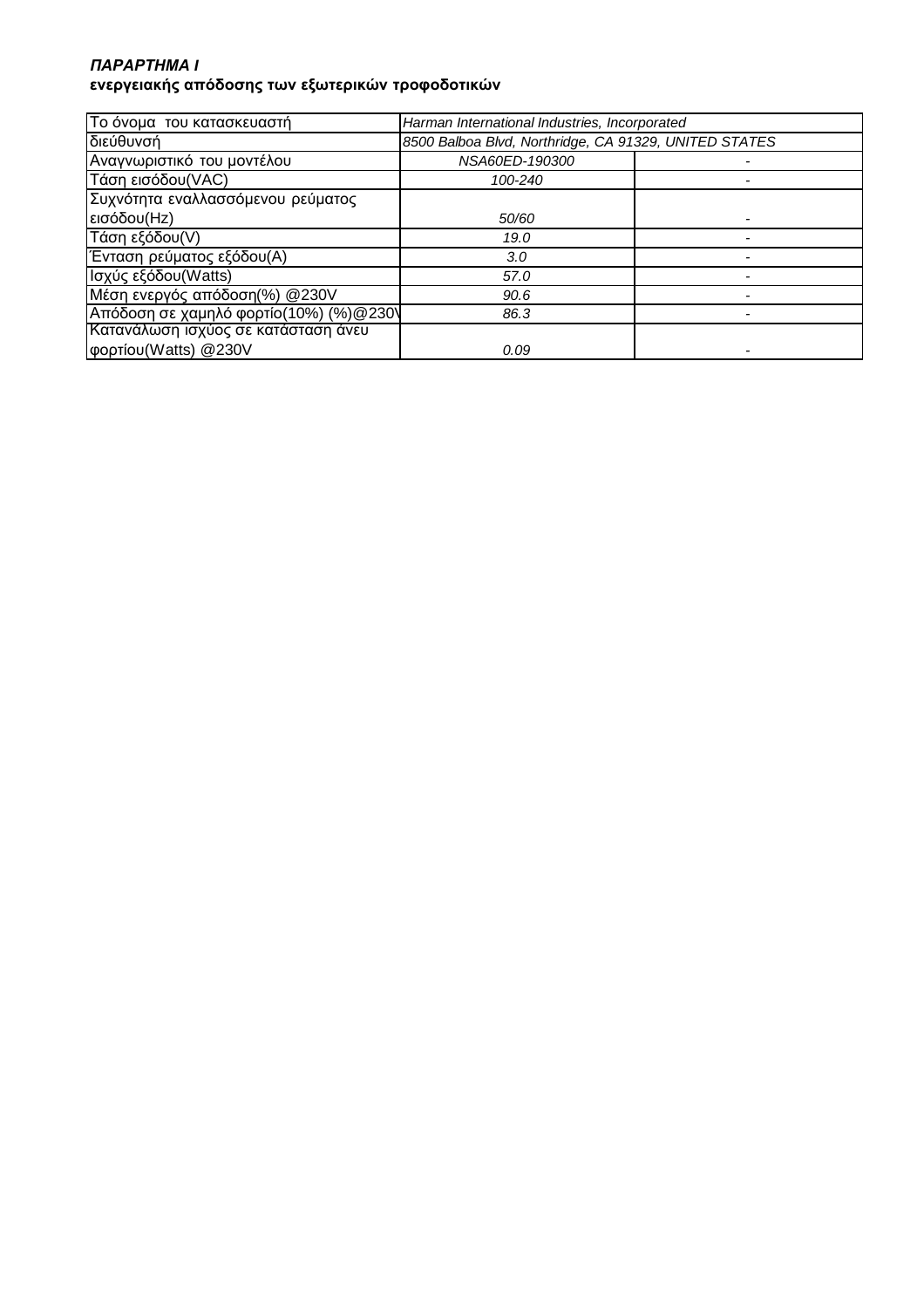***ΠΑΡΑΡΤΗΜΑ I***
**ενεργειακής απόδοσης των εξωτερικών τροφοδοτικών**

| Το όνομα του κατασκευαστή | *Harman International Industries, Incorporated* | |
|---|---|---|
| διεύθυνσή | *8500 Balboa Blvd, Northridge, CA 91329, UNITED STATES* | |
| Αναγνωριστικό του μοντέλου | *NSA60ED-190300* | - |
| Τάση εισόδου(VAC) | *100-240* | - |
| Συχνότητα εναλλασσόμενου ρεύματος εισόδου(Hz) | *50/60* | - |
| Τάση εξόδου(V) | *19.0* | - |
| Ένταση ρεύματος εξόδου(A) | *3.0* | - |
| Ισχύς εξόδου(Watts) | *57.0* | - |
| Μέση ενεργός απόδοση(%) @230V | *90.6* | - |
| Απόδοση σε χαμηλό φορτίο(10%) (%)@230V | *86.3* | - |
| Κατανάλωση ισχύος σε κατάσταση άνευ φορτίου(Watts) @230V | *0.09* | - |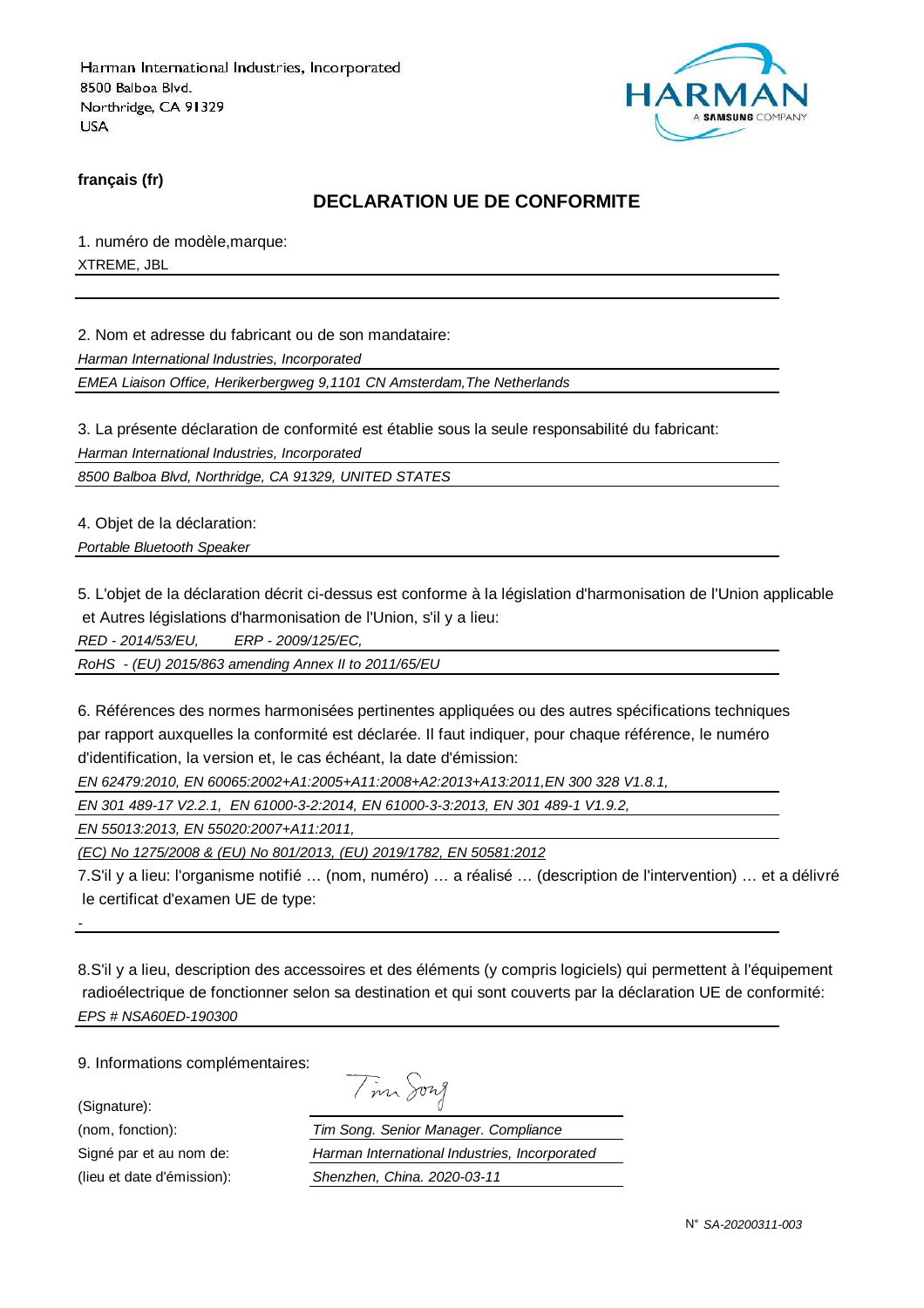Harman International Industries, Incorporated
8500 Balboa Blvd.
Northridge, CA 91329
USA

HARMAN
A SAMSUNG COMPANY

**français (fr)**

## DECLARATION UE DE CONFORMITE

1. numéro de modèle,marque:

XTREME, JBL

2. Nom et adresse du fabricant ou de son mandataire:

*Harman International Industries, Incorporated*

*EMEA Liaison Office, Herikerbergweg 9,1101 CN Amsterdam,The Netherlands*

3. La présente déclaration de conformité est établie sous la seule responsabilité du fabricant:

*Harman International Industries, Incorporated*

*8500 Balboa Blvd, Northridge, CA 91329, UNITED STATES*

4. Objet de la déclaration:

*Portable Bluetooth Speaker*

5. L'objet de la déclaration décrit ci-dessus est conforme à la législation d'harmonisation de l'Union applicable et Autres législations d'harmonisation de l'Union, s'il y a lieu:

*RED - 2014/53/EU,   ERP - 2009/125/EC,*

*RoHS - (EU) 2015/863 amending Annex II to 2011/65/EU*

6. Références des normes harmonisées pertinentes appliquées ou des autres spécifications techniques par rapport auxquelles la conformité est déclarée. Il faut indiquer, pour chaque référence, le numéro d'identification, la version et, le cas échéant, la date d'émission:

*EN 62479:2010, EN 60065:2002+A1:2005+A11:2008+A2:2013+A13:2011,EN 300 328 V1.8.1,*

*EN 301 489-17 V2.2.1, EN 61000-3-2:2014, EN 61000-3-3:2013, EN 301 489-1 V1.9.2,*

*EN 55013:2013, EN 55020:2007+A11:2011,*

*(EC) No 1275/2008 & (EU) No 801/2013, (EU) 2019/1782, EN 50581:2012*

7.S'il y a lieu: l'organisme notifié … (nom, numéro) … a réalisé … (description de l'intervention) … et a délivré le certificat d'examen UE de type:

-

8.S'il y a lieu, description des accessoires et des éléments (y compris logiciels) qui permettent à l'équipement radioélectrique de fonctionner selon sa destination et qui sont couverts par la déclaration UE de conformité:

*EPS # NSA60ED-190300*

9. Informations complémentaires:

(Signature):

(nom, fonction): *Tim Song. Senior Manager. Compliance*

Signé par et au nom de: *Harman International Industries, Incorporated*

(lieu et date d'émission): *Shenzhen, China. 2020-03-11*

N° *SA-20200311-003*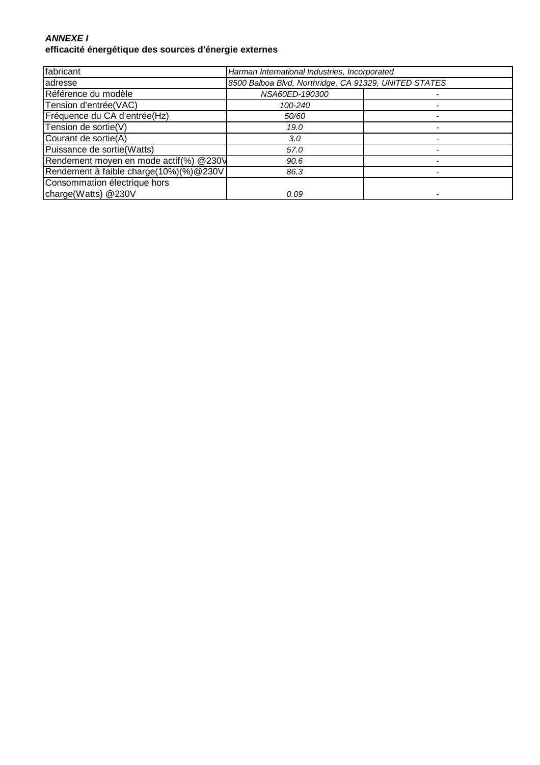***ANNEXE I***
**efficacité énergétique des sources d'énergie externes**

| fabricant | *Harman International Industries, Incorporated* | |
|---|---|---|
| adresse | *8500 Balboa Blvd, Northridge, CA 91329, UNITED STATES* | |
| Référence du modèle | *NSA60ED-190300* | - |
| Tension d'entrée(VAC) | *100-240* | - |
| Fréquence du CA d'entrée(Hz) | *50/60* | - |
| Tension de sortie(V) | *19.0* | - |
| Courant de sortie(A) | *3.0* | - |
| Puissance de sortie(Watts) | *57.0* | - |
| Rendement moyen en mode actif(%) @230V | *90.6* | - |
| Rendement à faible charge(10%)(%)@230V | *86.3* | - |
| Consommation électrique hors charge(Watts) @230V | *0.09* | - |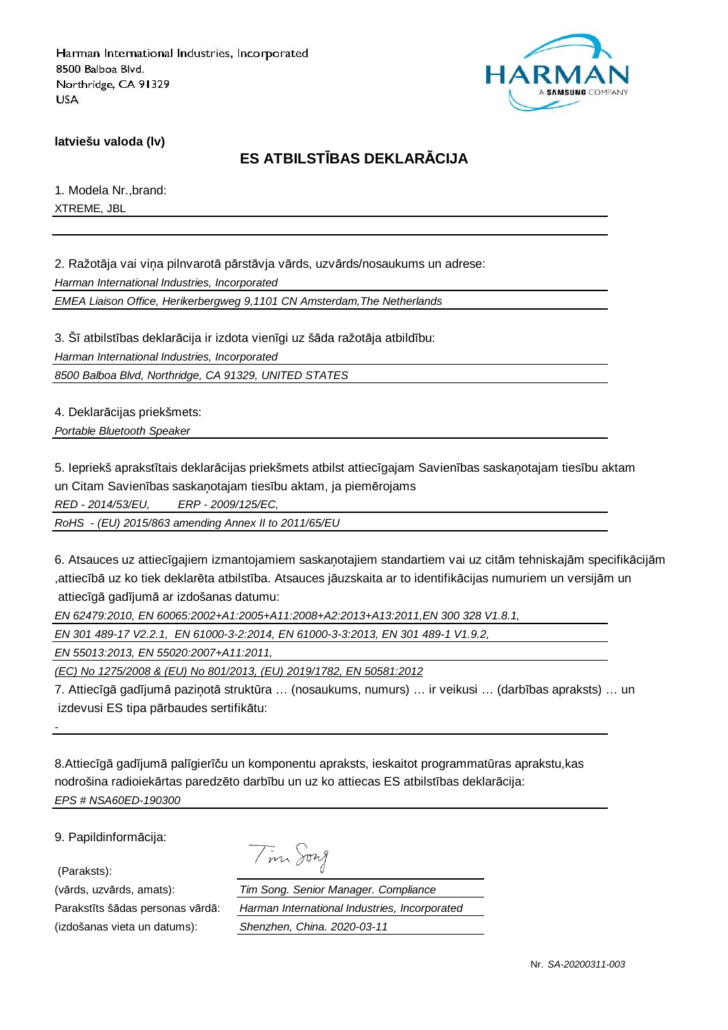Harman International Industries, Incorporated
8500 Balboa Blvd.
Northridge, CA 91329
USA

HARMAN
A SAMSUNG COMPANY

**latviešu valoda (lv)**

## ES ATBILSTĪBAS DEKLARĀCIJA

1. Modela Nr.,brand:

XTREME, JBL

2. Ražotāja vai viņa pilnvarotā pārstāvja vārds, uzvārds/nosaukums un adrese:

*Harman International Industries, Incorporated*

*EMEA Liaison Office, Herikerbergweg 9,1101 CN Amsterdam,The Netherlands*

3. Šī atbilstības deklarācija ir izdota vienīgi uz šāda ražotāja atbildību:

*Harman International Industries, Incorporated*

*8500 Balboa Blvd, Northridge, CA 91329, UNITED STATES*

4. Deklarācijas priekšmets:

*Portable Bluetooth Speaker*

5. Iepriekš aprakstītais deklarācijas priekšmets atbilst attiecīgajam Savienības saskaņotajam tiesību aktam un Citam Savienības saskaņotajam tiesību aktam, ja piemērojams

*RED - 2014/53/EU,  ERP - 2009/125/EC,*

*RoHS - (EU) 2015/863 amending Annex II to 2011/65/EU*

6. Atsauces uz attiecīgajiem izmantojamiem saskaņotajiem standartiem vai uz citām tehniskajām specifikācijām ,attiecībā uz ko tiek deklarēta atbilstība. Atsauces jāuzskaita ar to identifikācijas numuriem un versijām un attiecīgā gadījumā ar izdošanas datumu:

*EN 62479:2010, EN 60065:2002+A1:2005+A11:2008+A2:2013+A13:2011,EN 300 328 V1.8.1,*

*EN 301 489-17 V2.2.1, EN 61000-3-2:2014, EN 61000-3-3:2013, EN 301 489-1 V1.9.2,*

*EN 55013:2013, EN 55020:2007+A11:2011,*

*(EC) No 1275/2008 & (EU) No 801/2013, (EU) 2019/1782, EN 50581:2012*

7. Attiecīgā gadījumā paziņotā struktūra … (nosaukums, numurs) … ir veikusi … (darbības apraksts) … un izdevusi ES tipa pārbaudes sertifikātu:

-

8.Attiecīgā gadījumā palīgierīču un komponentu apraksts, ieskaitot programmatūras aprakstu,kas nodrošina radioiekārtas paredzēto darbību un uz ko attiecas ES atbilstības deklarācija:

*EPS # NSA60ED-190300*

9. Papildinformācija:

| | |
|---|---|
| (Paraksts): | Tim Song |
| (vārds, uzvārds, amats): | *Tim Song. Senior Manager. Compliance* |
| Parakstīts šādas personas vārdā: | *Harman International Industries, Incorporated* |
| (izdošanas vieta un datums): | *Shenzhen, China. 2020-03-11* |

Nr. *SA-20200311-003*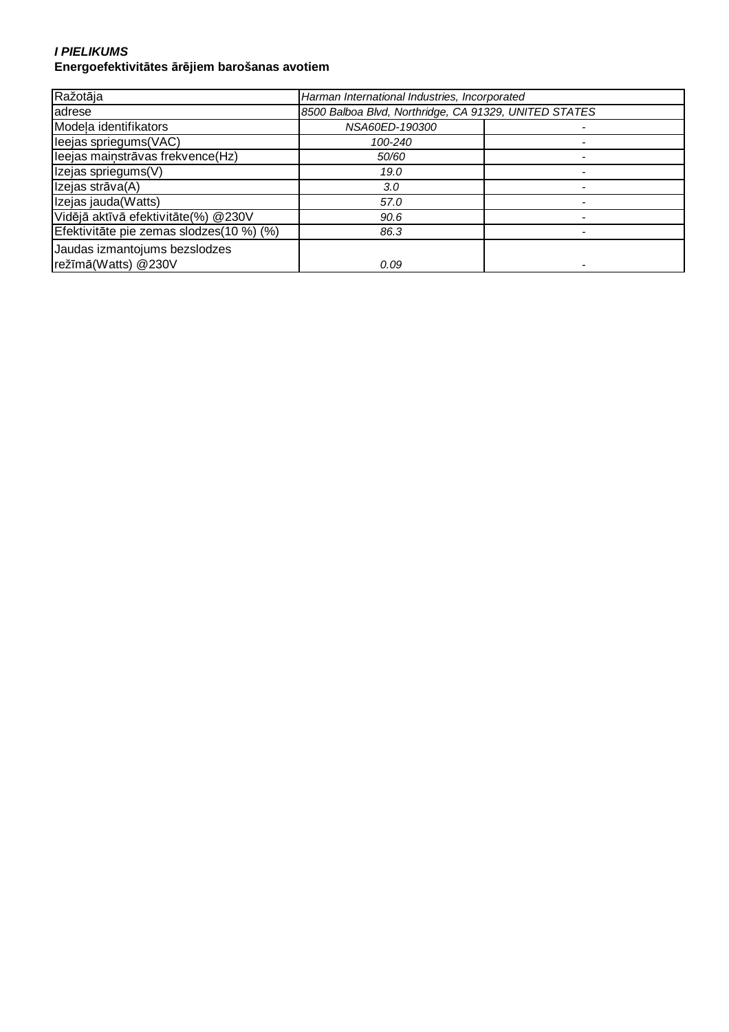***I PIELIKUMS***

**Energoefektivitātes ārējiem barošanas avotiem**

| Ražotāja | *Harman International Industries, Incorporated* | |
|---|---|---|
| adrese | *8500 Balboa Blvd, Northridge, CA 91329, UNITED STATES* | |
| Modeļa identifikators | *NSA60ED-190300* | - |
| Ieejas spriegums(VAC) | *100-240* | - |
| Ieejas maiņstrāvas frekvence(Hz) | *50/60* | - |
| Izejas spriegums(V) | *19.0* | - |
| Izejas strāva(A) | *3.0* | - |
| Izejas jauda(Watts) | *57.0* | - |
| Vidējā aktīvā efektivitāte(%) @230V | *90.6* | - |
| Efektivitāte pie zemas slodzes(10 %) (%) | *86.3* | - |
| Jaudas izmantojums bezslodzes režīmā(Watts) @230V | *0.09* | - |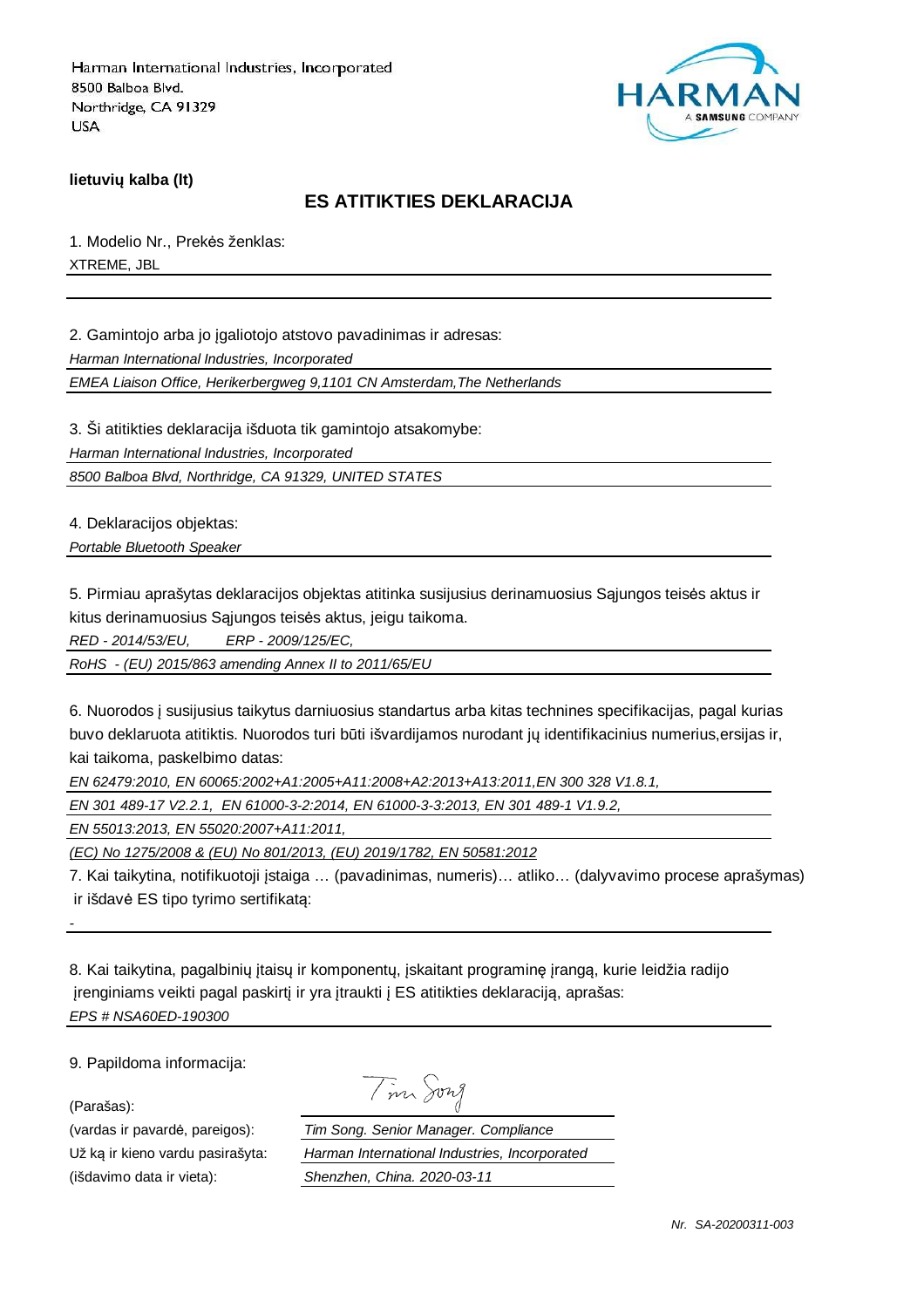Harman International Industries, Incorporated
8500 Balboa Blvd.
Northridge, CA 91329
USA

**lietuvių kalba (lt)**

## ES ATITIKTIES DEKLARACIJA

1. Modelio Nr., Prekės ženklas:
XTREME, JBL

2. Gamintojo arba jo įgaliotojo atstovo pavadinimas ir adresas:
*Harman International Industries, Incorporated*
*EMEA Liaison Office, Herikerbergweg 9,1101 CN Amsterdam,The Netherlands*

3. Ši atitikties deklaracija išduota tik gamintojo atsakomybe:
*Harman International Industries, Incorporated*
*8500 Balboa Blvd, Northridge, CA 91329, UNITED STATES*

4. Deklaracijos objektas:
*Portable Bluetooth Speaker*

5. Pirmiau aprašytas deklaracijos objektas atitinka susijusius derinamuosius Sąjungos teisės aktus ir kitus derinamuosius Sąjungos teisės aktus, jeigu taikoma.
*RED - 2014/53/EU, ERP - 2009/125/EC,*
*RoHS - (EU) 2015/863 amending Annex II to 2011/65/EU*

6. Nuorodos į susijusius taikytus darniuosius standartus arba kitas technines specifikacijas, pagal kurias buvo deklaruota atitiktis. Nuorodos turi būti išvardijamos nurodant jų identifikacinius numerius,ersijas ir, kai taikoma, paskelbimo datas:
*EN 62479:2010, EN 60065:2002+A1:2005+A11:2008+A2:2013+A13:2011,EN 300 328 V1.8.1,*
*EN 301 489-17 V2.2.1, EN 61000-3-2:2014, EN 61000-3-3:2013, EN 301 489-1 V1.9.2,*
*EN 55013:2013, EN 55020:2007+A11:2011,*
*(EC) No 1275/2008 & (EU) No 801/2013, (EU) 2019/1782, EN 50581:2012*

7. Kai taikytina, notifikuotoji įstaiga … (pavadinimas, numeris)… atliko… (dalyvavimo procese aprašymas) ir išdavė ES tipo tyrimo sertifikatą:
-

8. Kai taikytina, pagalbinių įtaisų ir komponentų, įskaitant programinę įrangą, kurie leidžia radijo įrenginiams veikti pagal paskirtį ir yra įtraukti į ES atitikties deklaraciją, aprašas:
*EPS # NSA60ED-190300*

9. Papildoma informacija:

(Parašas):
(vardas ir pavardė, pareigos): *Tim Song. Senior Manager. Compliance*
Už ką ir kieno vardu pasirašyta: *Harman International Industries, Incorporated*
(išdavimo data ir vieta): *Shenzhen, China. 2020-03-11*

*Nr. SA-20200311-003*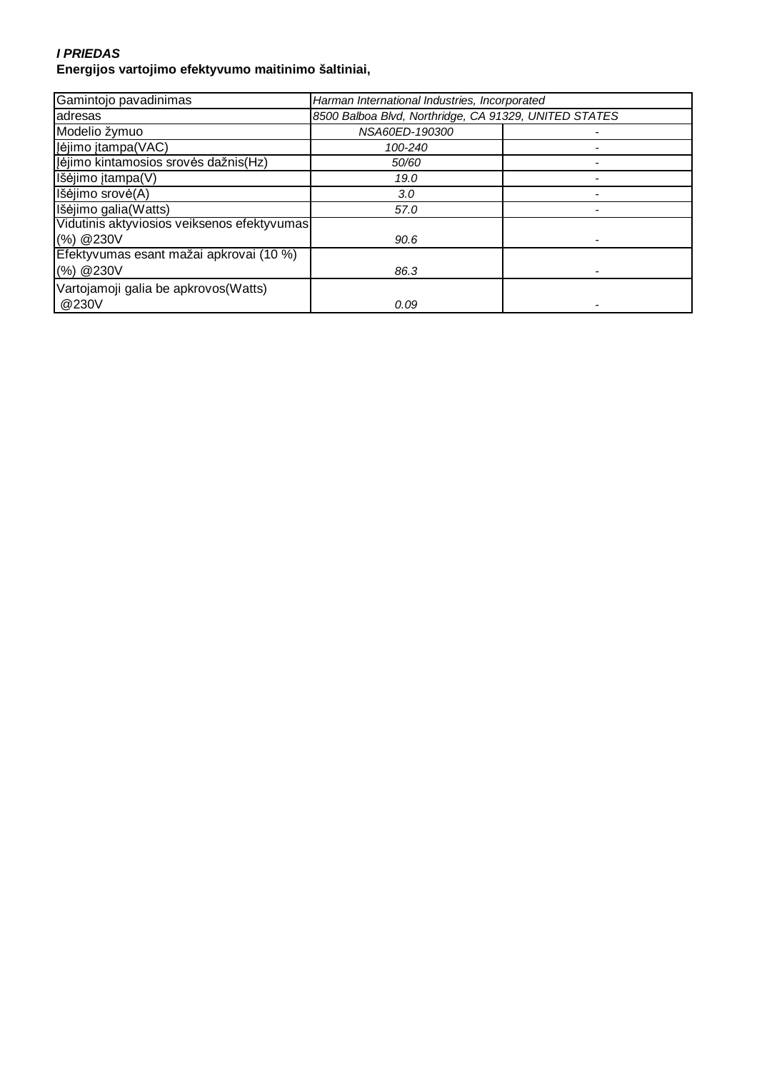***I PRIEDAS***

**Energijos vartojimo efektyvumo maitinimo šaltiniai,**

| Gamintojo pavadinimas | *Harman International Industries, Incorporated* | |
|---|---|---|
| adresas | *8500 Balboa Blvd, Northridge, CA 91329, UNITED STATES* | |
| Modelio žymuo | *NSA60ED-190300* | - |
| Įėjimo įtampa(VAC) | *100-240* | - |
| Įėjimo kintamosios srovės dažnis(Hz) | *50/60* | - |
| Išėjimo įtampa(V) | *19.0* | - |
| Išėjimo srovė(A) | *3.0* | - |
| Išėjimo galia(Watts) | *57.0* | - |
| Vidutinis aktyviosios veiksenos efektyvumas (%) @230V | *90.6* | - |
| Efektyvumas esant mažai apkrovai (10 %) (%) @230V | *86.3* | - |
| Vartojamoji galia be apkrovos(Watts) @230V | *0.09* | - |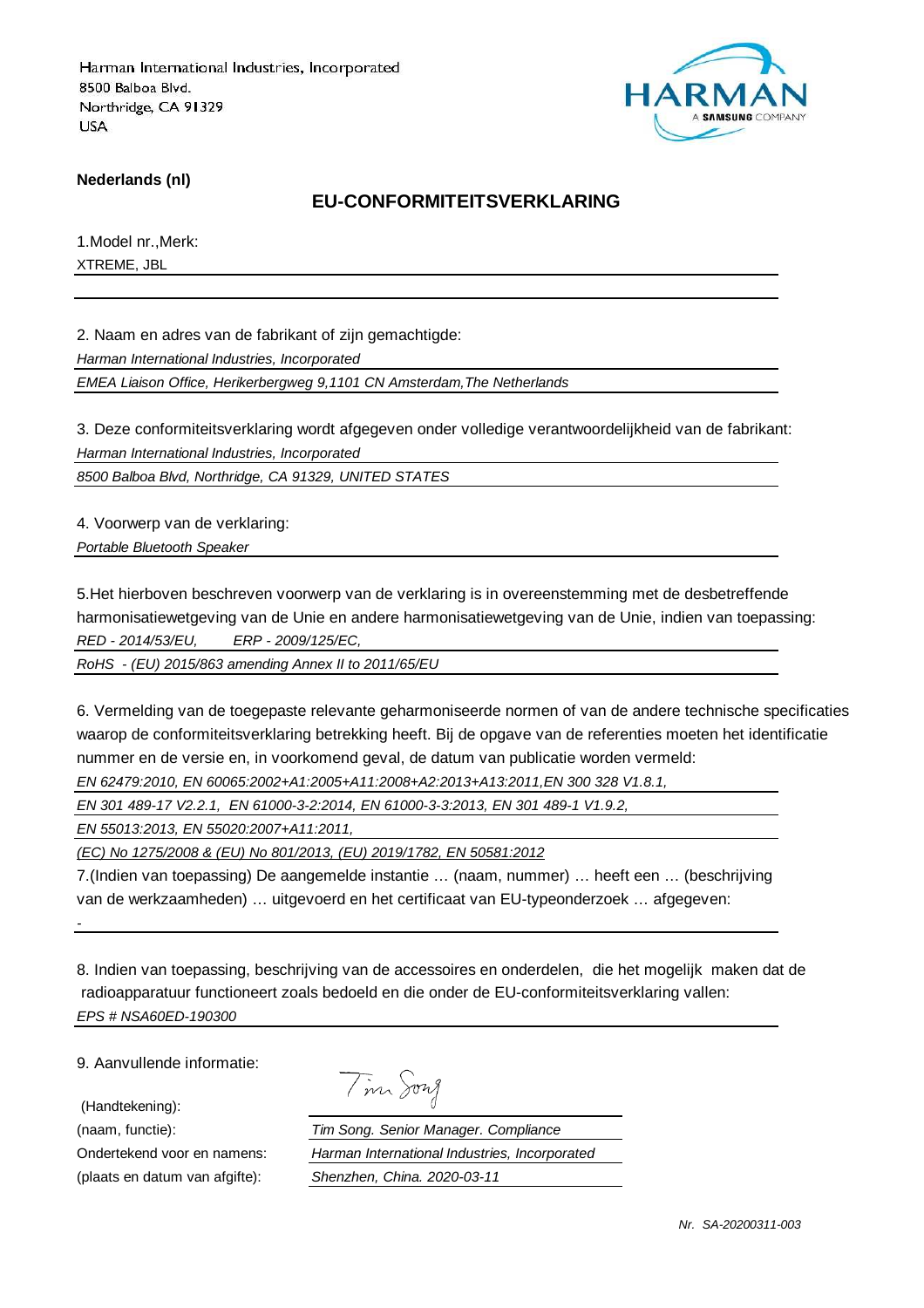Harman International Industries, Incorporated
8500 Balboa Blvd.
Northridge, CA 91329
USA

**Nederlands (nl)**

## EU-CONFORMITEITSVERKLARING

1.Model nr.,Merk:

XTREME, JBL

2. Naam en adres van de fabrikant of zijn gemachtigde:

*Harman International Industries, Incorporated*

*EMEA Liaison Office, Herikerbergweg 9,1101 CN Amsterdam,The Netherlands*

3. Deze conformiteitsverklaring wordt afgegeven onder volledige verantwoordelijkheid van de fabrikant:

*Harman International Industries, Incorporated*

*8500 Balboa Blvd, Northridge, CA 91329, UNITED STATES*

4. Voorwerp van de verklaring:

*Portable Bluetooth Speaker*

5.Het hierboven beschreven voorwerp van de verklaring is in overeenstemming met de desbetreffende harmonisatiewetgeving van de Unie en andere harmonisatiewetgeving van de Unie, indien van toepassing:

*RED - 2014/53/EU, ERP - 2009/125/EC,*

*RoHS - (EU) 2015/863 amending Annex II to 2011/65/EU*

6. Vermelding van de toegepaste relevante geharmoniseerde normen of van de andere technische specificaties waarop de conformiteitsverklaring betrekking heeft. Bij de opgave van de referenties moeten het identificatie nummer en de versie en, in voorkomend geval, de datum van publicatie worden vermeld:

*EN 62479:2010, EN 60065:2002+A1:2005+A11:2008+A2:2013+A13:2011,EN 300 328 V1.8.1,*

*EN 301 489-17 V2.2.1, EN 61000-3-2:2014, EN 61000-3-3:2013, EN 301 489-1 V1.9.2,*

*EN 55013:2013, EN 55020:2007+A11:2011,*

*(EC) No 1275/2008 & (EU) No 801/2013, (EU) 2019/1782, EN 50581:2012*

7.(Indien van toepassing) De aangemelde instantie … (naam, nummer) … heeft een … (beschrijving van de werkzaamheden) … uitgevoerd en het certificaat van EU-typeonderzoek … afgegeven:

-

8. Indien van toepassing, beschrijving van de accessoires en onderdelen, die het mogelijk maken dat de radioapparatuur functioneert zoals bedoeld en die onder de EU-conformiteitsverklaring vallen:

*EPS # NSA60ED-190300*

9. Aanvullende informatie:

(Handtekening): Tim Song

(naam, functie): *Tim Song. Senior Manager. Compliance*

Ondertekend voor en namens: *Harman International Industries, Incorporated*

(plaats en datum van afgifte): *Shenzhen, China. 2020-03-11*

*Nr. SA-20200311-003*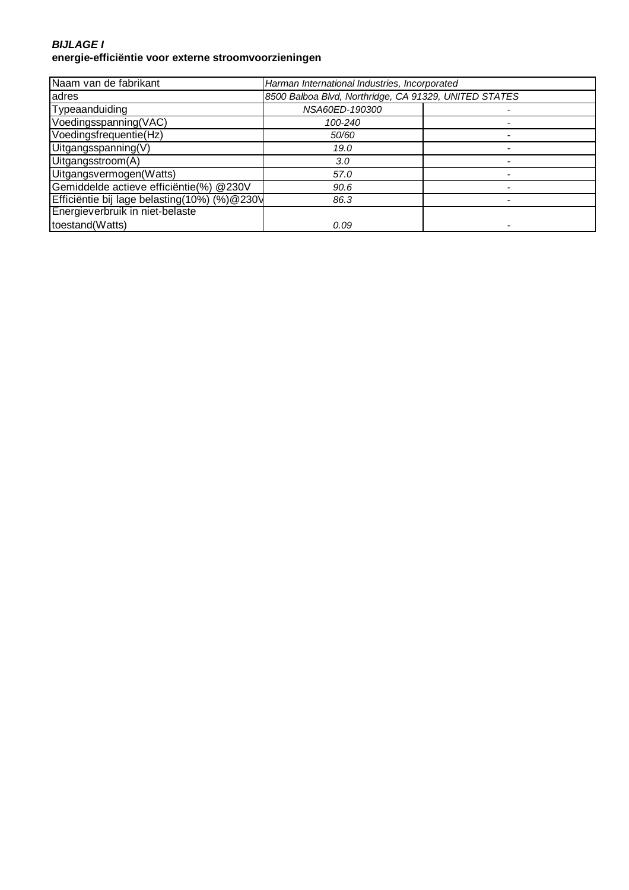***BIJLAGE I***
**energie-efficiëntie voor externe stroomvoorzieningen**

| Naam van de fabrikant | *Harman International Industries, Incorporated* | |
|---|---|---|
| adres | *8500 Balboa Blvd, Northridge, CA 91329, UNITED STATES* | |
| Typeaanduiding | *NSA60ED-190300* | - |
| Voedingsspanning(VAC) | *100-240* | - |
| Voedingsfrequentie(Hz) | *50/60* | - |
| Uitgangsspanning(V) | *19.0* | - |
| Uitgangsstroom(A) | *3.0* | - |
| Uitgangsvermogen(Watts) | *57.0* | - |
| Gemiddelde actieve efficiëntie(%) @230V | *90.6* | - |
| Efficiëntie bij lage belasting(10%) (%)@230V | *86.3* | - |
| Energieverbruik in niet-belaste toestand(Watts) | *0.09* | - |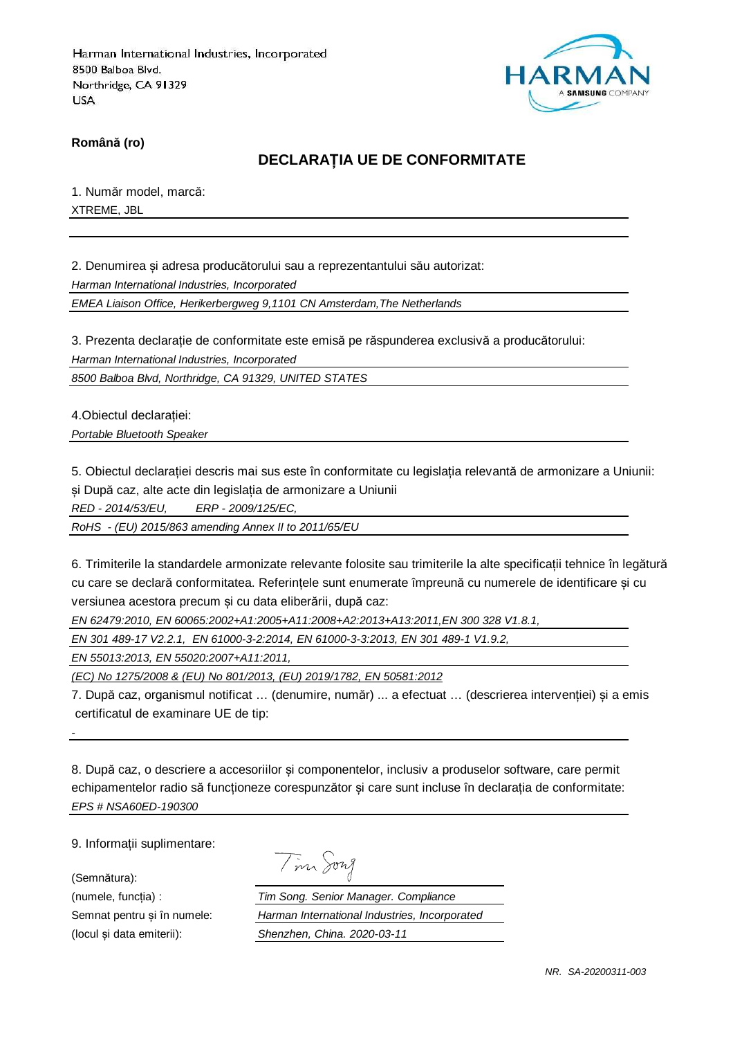Harman International Industries, Incorporated
8500 Balboa Blvd.
Northridge, CA 91329
USA

HARMAN
A SAMSUNG COMPANY

**Română (ro)**

## DECLARAȚIA UE DE CONFORMITATE

1. Număr model, marcă:

XTREME, JBL

2. Denumirea și adresa producătorului sau a reprezentantului său autorizat:

*Harman International Industries, Incorporated*

*EMEA Liaison Office, Herikerbergweg 9,1101 CN Amsterdam,The Netherlands*

3. Prezenta declarație de conformitate este emisă pe răspunderea exclusivă a producătorului:

*Harman International Industries, Incorporated*

*8500 Balboa Blvd, Northridge, CA 91329, UNITED STATES*

4.Obiectul declarației:

*Portable Bluetooth Speaker*

5. Obiectul declarației descris mai sus este în conformitate cu legislația relevantă de armonizare a Uniunii: și După caz, alte acte din legislația de armonizare a Uniunii

*RED - 2014/53/EU,        ERP - 2009/125/EC,*

*RoHS  - (EU) 2015/863 amending Annex II to 2011/65/EU*

6. Trimiterile la standardele armonizate relevante folosite sau trimiterile la alte specificații tehnice în legătură cu care se declară conformitatea. Referințele sunt enumerate împreună cu numerele de identificare și cu versiunea acestora precum și cu data eliberării, după caz:

*EN 62479:2010, EN 60065:2002+A1:2005+A11:2008+A2:2013+A13:2011,EN 300 328 V1.8.1,*

*EN 301 489-17 V2.2.1,  EN 61000-3-2:2014, EN 61000-3-3:2013, EN 301 489-1 V1.9.2,*

*EN 55013:2013, EN 55020:2007+A11:2011,*

*(EC) No 1275/2008 & (EU) No 801/2013, (EU) 2019/1782, EN 50581:2012*

7. După caz, organismul notificat … (denumire, număr) ... a efectuat … (descrierea intervenției) și a emis certificatul de examinare UE de tip:

-

8. După caz, o descriere a accesoriilor și componentelor, inclusiv a produselor software, care permit echipamentelor radio să funcționeze corespunzător și care sunt incluse în declarația de conformitate:

*EPS # NSA60ED-190300*

9. Informații suplimentare:

(Semnătura):

(numele, funcția) : *Tim Song. Senior Manager. Compliance*

Semnat pentru și în numele: *Harman International Industries, Incorporated*

(locul și data emiterii): *Shenzhen, China. 2020-03-11*

*NR. SA-20200311-003*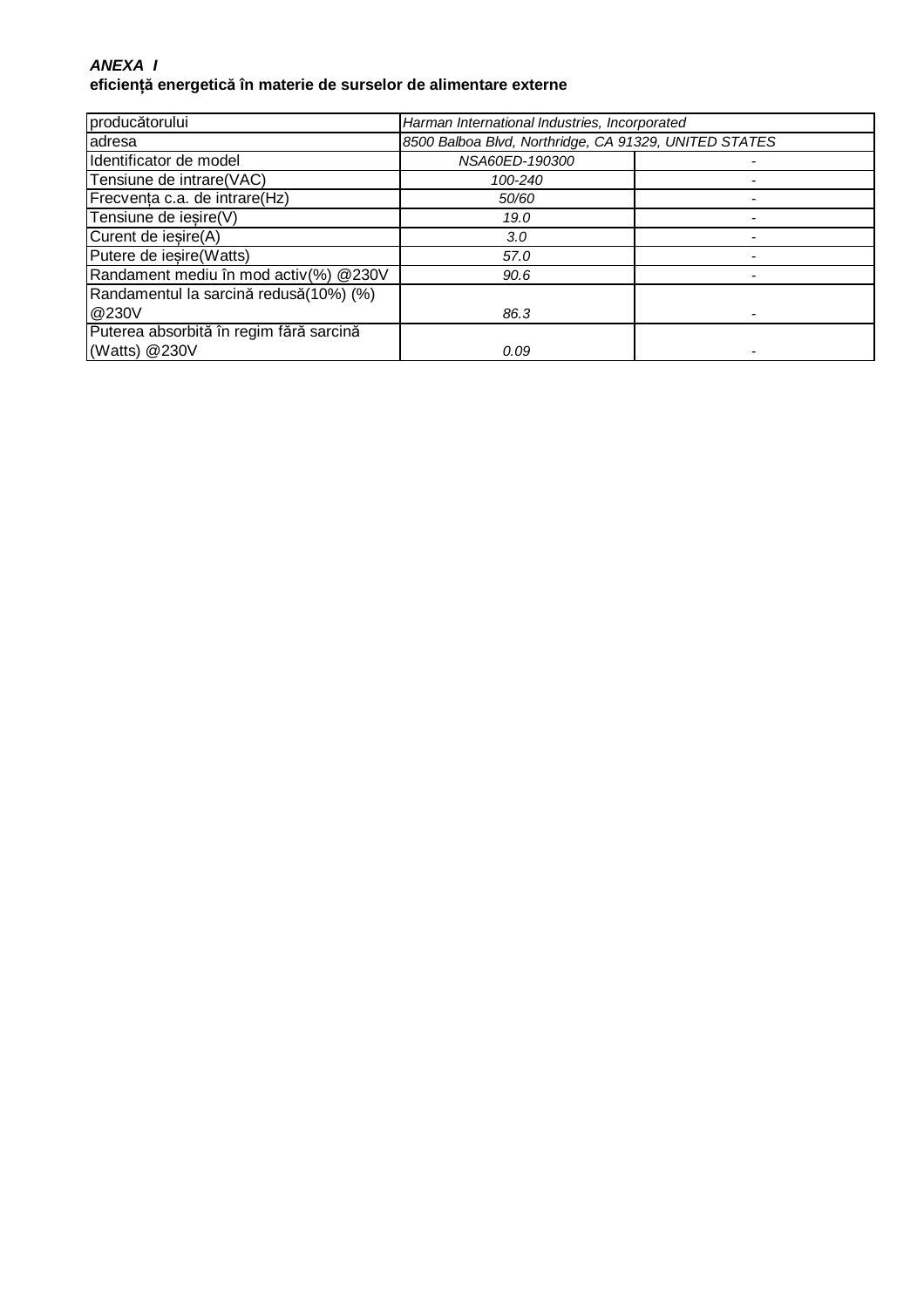***ANEXA I***
**eficiență energetică în materie de surselor de alimentare externe**

| producătorului | *Harman International Industries, Incorporated* | |
|---|---|---|
| adresa | *8500 Balboa Blvd, Northridge, CA 91329, UNITED STATES* | |
| Identificator de model | *NSA60ED-190300* | - |
| Tensiune de intrare(VAC) | *100-240* | - |
| Frecvența c.a. de intrare(Hz) | *50/60* | - |
| Tensiune de ieșire(V) | *19.0* | - |
| Curent de ieșire(A) | *3.0* | - |
| Putere de ieșire(Watts) | *57.0* | - |
| Randament mediu în mod activ(%) @230V | *90.6* | - |
| Randamentul la sarcină redusă(10%) (%) @230V | *86.3* | - |
| Puterea absorbită în regim fără sarcină (Watts) @230V | *0.09* | - |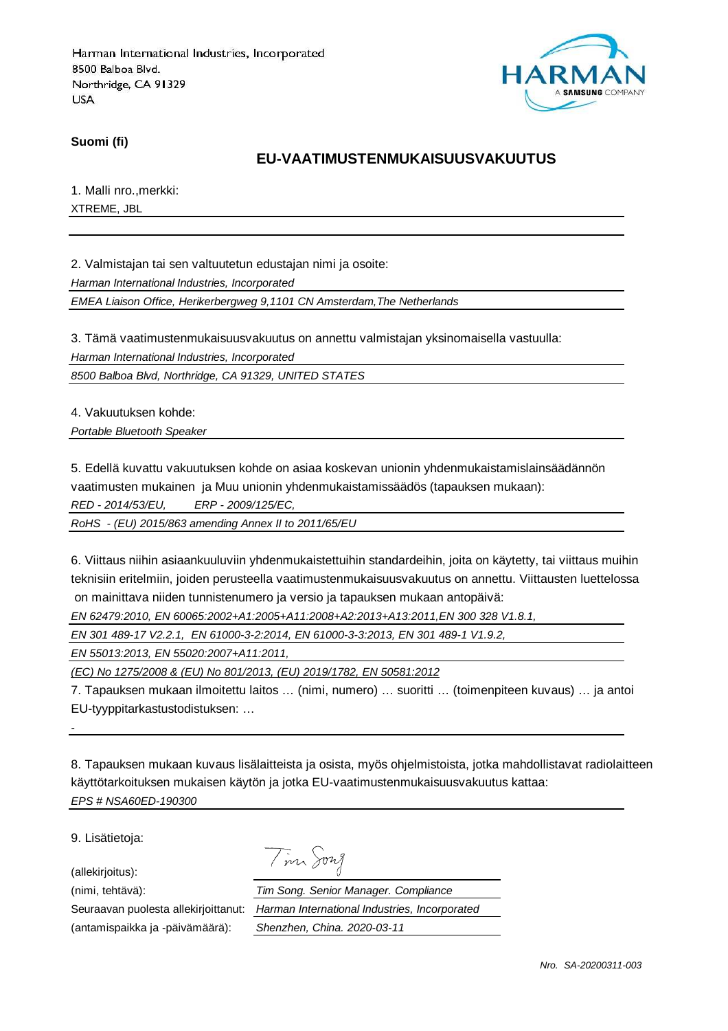Harman International Industries, Incorporated
8500 Balboa Blvd.
Northridge, CA 91329
USA

**Suomi (fi)**

## EU-VAATIMUSTENMUKAISUUSVAKUUTUS

1. Malli nro.,merkki:

XTREME, JBL

2. Valmistajan tai sen valtuutetun edustajan nimi ja osoite:

*Harman International Industries, Incorporated*

*EMEA Liaison Office, Herikerbergweg 9,1101 CN Amsterdam,The Netherlands*

3. Tämä vaatimustenmukaisuusvakuutus on annettu valmistajan yksinomaisella vastuulla:

*Harman International Industries, Incorporated*

*8500 Balboa Blvd, Northridge, CA 91329, UNITED STATES*

4. Vakuutuksen kohde:

*Portable Bluetooth Speaker*

5. Edellä kuvattu vakuutuksen kohde on asiaa koskevan unionin yhdenmukaistamislainsäädännön vaatimusten mukainen ja Muu unionin yhdenmukaistamissäädös (tapauksen mukaan):

*RED - 2014/53/EU, ERP - 2009/125/EC,*

*RoHS - (EU) 2015/863 amending Annex II to 2011/65/EU*

6. Viittaus niihin asiaankuuluviin yhdenmukaistettuihin standardeihin, joita on käytetty, tai viittaus muihin teknisiin eritelmiin, joiden perusteella vaatimustenmukaisuusvakuutus on annettu. Viittausten luettelossa on mainittava niiden tunnistenumero ja versio ja tapauksen mukaan antopäivä:

*EN 62479:2010, EN 60065:2002+A1:2005+A11:2008+A2:2013+A13:2011,EN 300 328 V1.8.1,*

*EN 301 489-17 V2.2.1, EN 61000-3-2:2014, EN 61000-3-3:2013, EN 301 489-1 V1.9.2,*

*EN 55013:2013, EN 55020:2007+A11:2011,*

*(EC) No 1275/2008 & (EU) No 801/2013, (EU) 2019/1782, EN 50581:2012*

7. Tapauksen mukaan ilmoitettu laitos … (nimi, numero) … suoritti … (toimenpiteen kuvaus) … ja antoi EU-tyyppitarkastustodistuksen: …

-

8. Tapauksen mukaan kuvaus lisälaitteista ja osista, myös ohjelmistoista, jotka mahdollistavat radiolaitteen käyttötarkoituksen mukaisen käytön ja jotka EU-vaatimustenmukaisuusvakuutus kattaa:

*EPS # NSA60ED-190300*

9. Lisätietoja:

(allekirjoitus): Tim Song

(nimi, tehtävä): *Tim Song. Senior Manager. Compliance*

Seuraavan puolesta allekirjoittanut: *Harman International Industries, Incorporated*

(antamispaikka ja -päivämäärä): *Shenzhen, China. 2020-03-11*

*Nro. SA-20200311-003*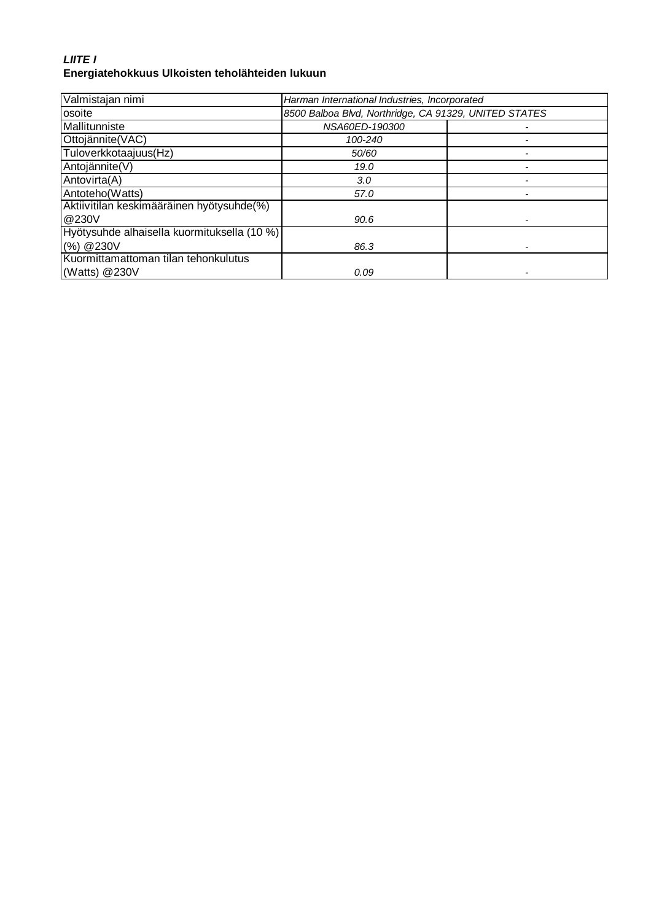***LIITE I***
**Energiatehokkuus Ulkoisten teholähteiden lukuun**

| Valmistajan nimi | *Harman International Industries, Incorporated* | |
|---|---|---|
| osoite | *8500 Balboa Blvd, Northridge, CA 91329, UNITED STATES* | |
| Mallitunniste | *NSA60ED-190300* | - |
| Ottojännite(VAC) | *100-240* | - |
| Tuloverkkotaajuus(Hz) | *50/60* | - |
| Antojännite(V) | *19.0* | - |
| Antovirta(A) | *3.0* | - |
| Antoteho(Watts) | *57.0* | - |
| Aktiivitilan keskimääräinen hyötysuhde(%) @230V | *90.6* | - |
| Hyötysuhde alhaisella kuormituksella (10 %) (%) @230V | *86.3* | - |
| Kuormittamattoman tilan tehonkulutus (Watts) @230V | *0.09* | - |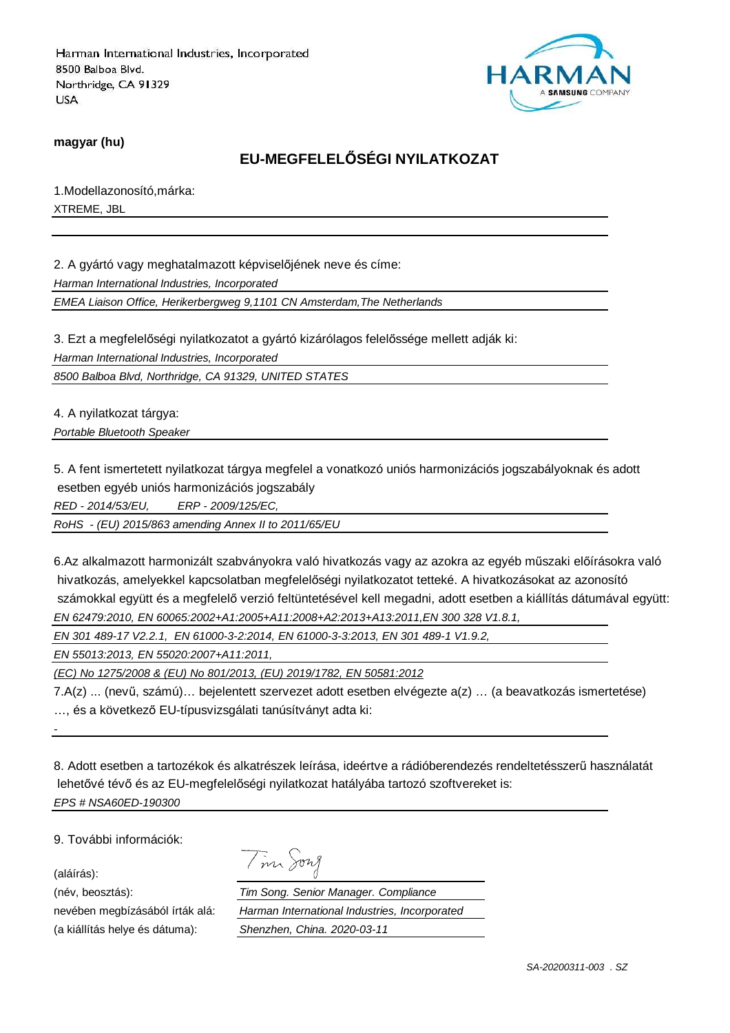Harman International Industries, Incorporated
8500 Balboa Blvd.
Northridge, CA 91329
USA

**magyar (hu)**

## EU-MEGFELELŐSÉGI NYILATKOZAT

1.Modellazonosító,márka:

XTREME, JBL

2. A gyártó vagy meghatalmazott képviselőjének neve és címe:

*Harman International Industries, Incorporated*

*EMEA Liaison Office, Herikerbergweg 9,1101 CN Amsterdam,The Netherlands*

3. Ezt a megfelelőségi nyilatkozatot a gyártó kizárólagos felelőssége mellett adják ki:

*Harman International Industries, Incorporated*

*8500 Balboa Blvd, Northridge, CA 91329, UNITED STATES*

4. A nyilatkozat tárgya:

*Portable Bluetooth Speaker*

5. A fent ismertetett nyilatkozat tárgya megfelel a vonatkozó uniós harmonizációs jogszabályoknak és adott esetben egyéb uniós harmonizációs jogszabály

*RED - 2014/53/EU, ERP - 2009/125/EC,*

*RoHS - (EU) 2015/863 amending Annex II to 2011/65/EU*

6.Az alkalmazott harmonizált szabványokra való hivatkozás vagy az azokra az egyéb műszaki előírásokra való hivatkozás, amelyekkel kapcsolatban megfelelőségi nyilatkozatot tetteké. A hivatkozásokat az azonosító számokkal együtt és a megfelelő verzió feltüntetésével kell megadni, adott esetben a kiállítás dátumával együtt:

*EN 62479:2010, EN 60065:2002+A1:2005+A11:2008+A2:2013+A13:2011,EN 300 328 V1.8.1,*

*EN 301 489-17 V2.2.1, EN 61000-3-2:2014, EN 61000-3-3:2013, EN 301 489-1 V1.9.2,*

*EN 55013:2013, EN 55020:2007+A11:2011,*

*(EC) No 1275/2008 & (EU) No 801/2013, (EU) 2019/1782, EN 50581:2012*

7.A(z) ... (nevű, számú)… bejelentett szervezet adott esetben elvégezte a(z) … (a beavatkozás ismertetése) …, és a következő EU-típusvizsgálati tanúsítványt adta ki:

-

8. Adott esetben a tartozékok és alkatrészek leírása, ideértve a rádióberendezés rendeltetésszerű használatát lehetővé tévő és az EU-megfelelőségi nyilatkozat hatályába tartozó szoftvereket is:

*EPS # NSA60ED-190300*

9. További információk:

(aláírás):

(név, beosztás): *Tim Song. Senior Manager. Compliance*

nevében megbízásából írták alá: *Harman International Industries, Incorporated*

(a kiállítás helye és dátuma): *Shenzhen, China. 2020-03-11*

*SA-20200311-003 . SZ*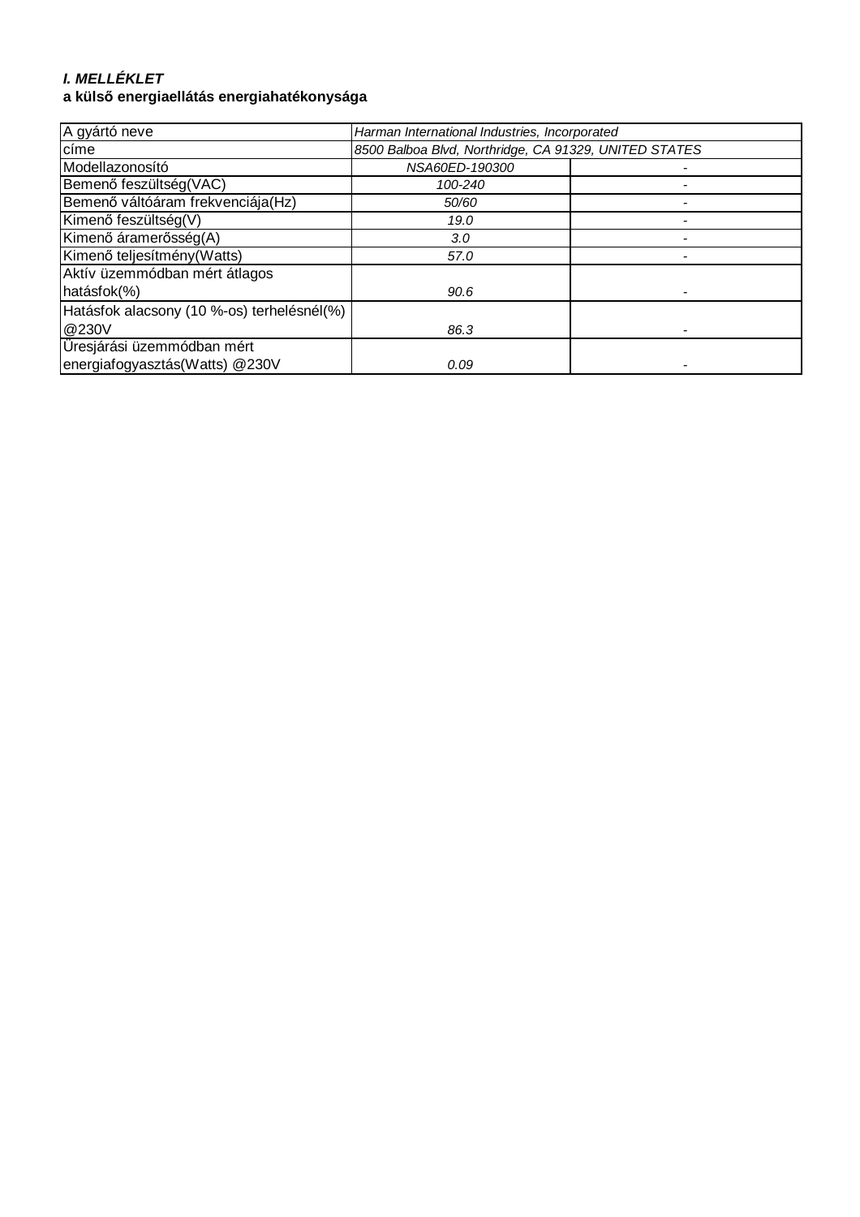***I. MELLÉKLET***
**a külső energiaellátás energiahatékonysága**

| A gyártó neve | *Harman International Industries, Incorporated* | |
|---|---|---|
| címe | *8500 Balboa Blvd, Northridge, CA 91329, UNITED STATES* | |
| Modellazonosító | *NSA60ED-190300* | - |
| Bemenő feszültség(VAC) | *100-240* | - |
| Bemenő váltóáram frekvenciája(Hz) | *50/60* | - |
| Kimenő feszültség(V) | *19.0* | - |
| Kimenő áramerősség(A) | *3.0* | - |
| Kimenő teljesítmény(Watts) | *57.0* | - |
| Aktív üzemmódban mért átlagos hatásfok(%) | *90.6* | - |
| Hatásfok alacsony (10 %-os) terhelésnél(%) @230V | *86.3* | - |
| Üresjárási üzemmódban mért energiafogyasztás(Watts) @230V | *0.09* | - |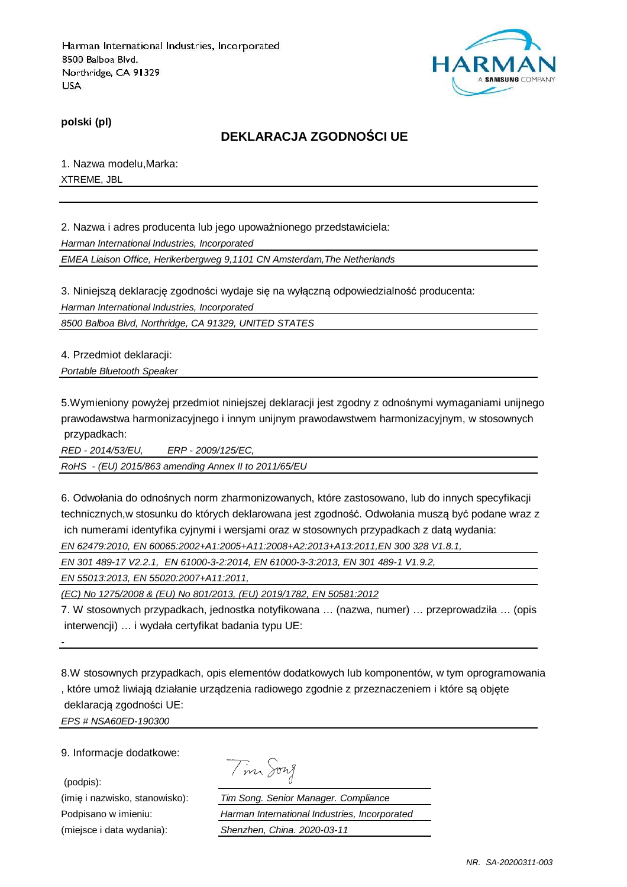Harman International Industries, Incorporated
8500 Balboa Blvd.
Northridge, CA 91329
USA

**polski (pl)**

## DEKLARACJA ZGODNOŚCI UE

1. Nazwa modelu,Marka:

XTREME, JBL

2. Nazwa i adres producenta lub jego upoważnionego przedstawiciela:

*Harman International Industries, Incorporated*

*EMEA Liaison Office, Herikerbergweg 9,1101 CN Amsterdam,The Netherlands*

3. Niniejszą deklarację zgodności wydaje się na wyłączną odpowiedzialność producenta:

*Harman International Industries, Incorporated*

*8500 Balboa Blvd, Northridge, CA 91329, UNITED STATES*

4. Przedmiot deklaracji:

*Portable Bluetooth Speaker*

5.Wymieniony powyżej przedmiot niniejszej deklaracji jest zgodny z odnośnymi wymaganiami unijnego prawodawstwa harmonizacyjnego i innym unijnym prawodawstwem harmonizacyjnym, w stosownych przypadkach:

*RED - 2014/53/EU, ERP - 2009/125/EC,*

*RoHS - (EU) 2015/863 amending Annex II to 2011/65/EU*

6. Odwołania do odnośnych norm zharmonizowanych, które zastosowano, lub do innych specyfikacji technicznych,w stosunku do których deklarowana jest zgodność. Odwołania muszą być podane wraz z ich numerami identyfika cyjnymi i wersjami oraz w stosownych przypadkach z datą wydania:

*EN 62479:2010, EN 60065:2002+A1:2005+A11:2008+A2:2013+A13:2011,EN 300 328 V1.8.1,*

*EN 301 489-17 V2.2.1, EN 61000-3-2:2014, EN 61000-3-3:2013, EN 301 489-1 V1.9.2,*

*EN 55013:2013, EN 55020:2007+A11:2011,*

*(EC) No 1275/2008 & (EU) No 801/2013, (EU) 2019/1782, EN 50581:2012*

7. W stosownych przypadkach, jednostka notyfikowana … (nazwa, numer) … przeprowadziła … (opis interwencji) … i wydała certyfikat badania typu UE:

-

8.W stosownych przypadkach, opis elementów dodatkowych lub komponentów, w tym oprogramowania , które umoż liwiają działanie urządzenia radiowego zgodnie z przeznaczeniem i które są objęte deklaracją zgodności UE:

*EPS # NSA60ED-190300*

9. Informacje dodatkowe:

| | |
|---|---|
| (podpis): | Tim Song |
| (imię i nazwisko, stanowisko): | *Tim Song. Senior Manager. Compliance* |
| Podpisano w imieniu: | *Harman International Industries, Incorporated* |
| (miejsce i data wydania): | *Shenzhen, China. 2020-03-11* |

*NR. SA-20200311-003*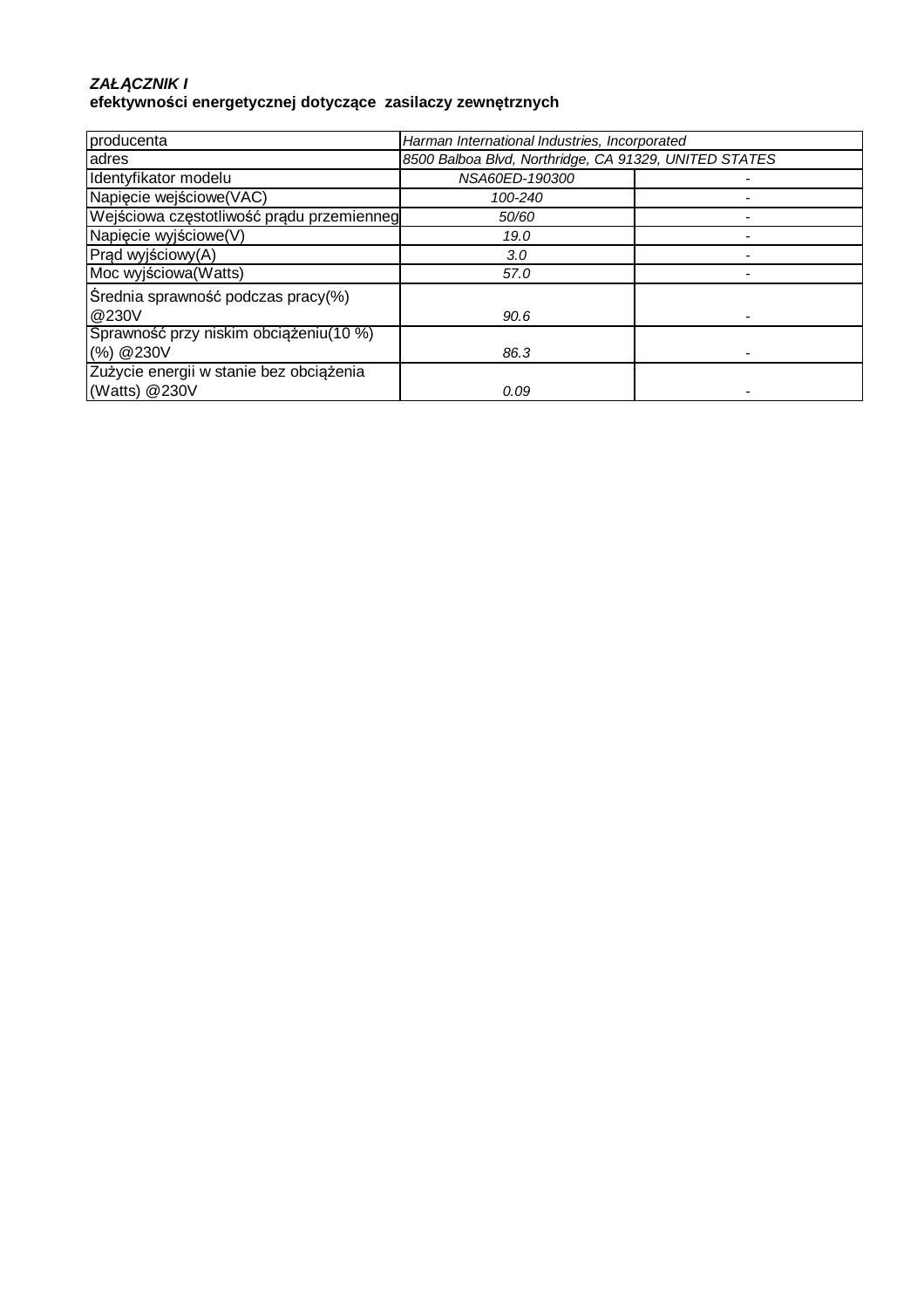***ZAŁĄCZNIK I***
**efektywności energetycznej dotyczące zasilaczy zewnętrznych**

| producenta | *Harman International Industries, Incorporated* | |
|---|---|---|
| adres | *8500 Balboa Blvd, Northridge, CA 91329, UNITED STATES* | |
| Identyfikator modelu | *NSA60ED-190300* | - |
| Napięcie wejściowe(VAC) | *100-240* | - |
| Wejściowa częstotliwość prądu przemienneg | *50/60* | - |
| Napięcie wyjściowe(V) | *19.0* | - |
| Prąd wyjściowy(A) | *3.0* | - |
| Moc wyjściowa(Watts) | *57.0* | - |
| Średnia sprawność podczas pracy(%) @230V | *90.6* | - |
| Sprawność przy niskim obciążeniu(10 %) (%) @230V | *86.3* | - |
| Zużycie energii w stanie bez obciążenia (Watts) @230V | *0.09* | - |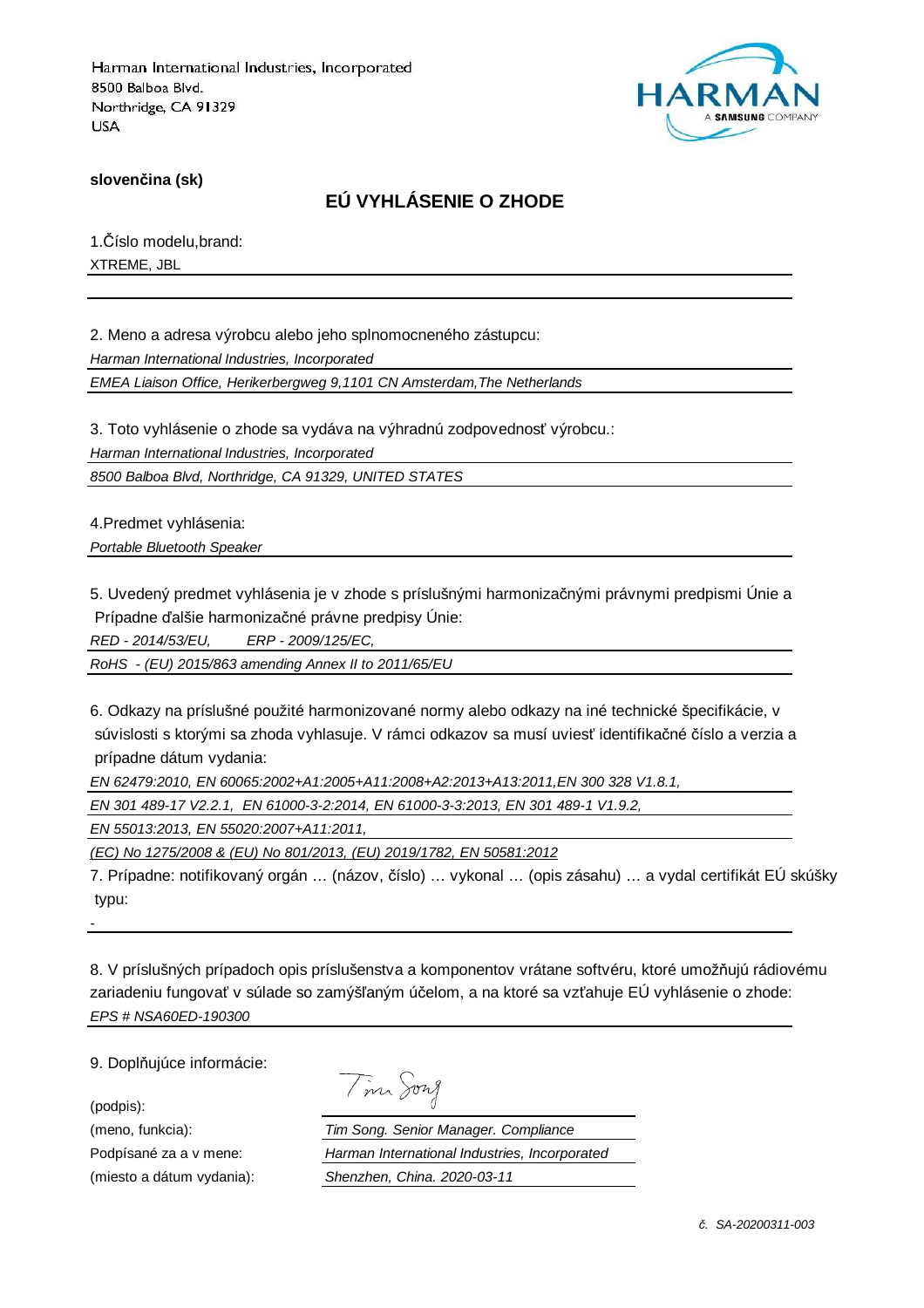Harman International Industries, Incorporated
8500 Balboa Blvd.
Northridge, CA 91329
USA

HARMAN
A SAMSUNG COMPANY

**slovenčina (sk)**

## EÚ VYHLÁSENIE O ZHODE

1.Číslo modelu,brand:

XTREME, JBL

2. Meno a adresa výrobcu alebo jeho splnomocneného zástupcu:

*Harman International Industries, Incorporated*

*EMEA Liaison Office, Herikerbergweg 9,1101 CN Amsterdam,The Netherlands*

3. Toto vyhlásenie o zhode sa vydáva na výhradnú zodpovednosť výrobcu.:

*Harman International Industries, Incorporated*

*8500 Balboa Blvd, Northridge, CA 91329, UNITED STATES*

4.Predmet vyhlásenia:

*Portable Bluetooth Speaker*

5. Uvedený predmet vyhlásenia je v zhode s príslušnými harmonizačnými právnymi predpismi Únie a Prípadne ďalšie harmonizačné právne predpisy Únie:

*RED - 2014/53/EU, ERP - 2009/125/EC,*

*RoHS - (EU) 2015/863 amending Annex II to 2011/65/EU*

6. Odkazy na príslušné použité harmonizované normy alebo odkazy na iné technické špecifikácie, v súvislosti s ktorými sa zhoda vyhlasuje. V rámci odkazov sa musí uviesť identifikačné číslo a verzia a prípadne dátum vydania:

*EN 62479:2010, EN 60065:2002+A1:2005+A11:2008+A2:2013+A13:2011,EN 300 328 V1.8.1,*

*EN 301 489-17 V2.2.1, EN 61000-3-2:2014, EN 61000-3-3:2013, EN 301 489-1 V1.9.2,*

*EN 55013:2013, EN 55020:2007+A11:2011,*

*(EC) No 1275/2008 & (EU) No 801/2013, (EU) 2019/1782, EN 50581:2012*

7. Prípadne: notifikovaný orgán … (názov, číslo) … vykonal … (opis zásahu) … a vydal certifikát EÚ skúšky typu:

-

8. V príslušných prípadoch opis príslušenstva a komponentov vrátane softvéru, ktoré umožňujú rádiovému zariadeniu fungovať v súlade so zamýšľaným účelom, a na ktoré sa vzťahuje EÚ vyhlásenie o zhode:

*EPS # NSA60ED-190300*

9. Doplňujúce informácie:

| | |
|---|---|
| (podpis): | Tim Song |
| (meno, funkcia): | *Tim Song. Senior Manager. Compliance* |
| Podpísané za a v mene: | *Harman International Industries, Incorporated* |
| (miesto a dátum vydania): | *Shenzhen, China. 2020-03-11* |

*č. SA-20200311-003*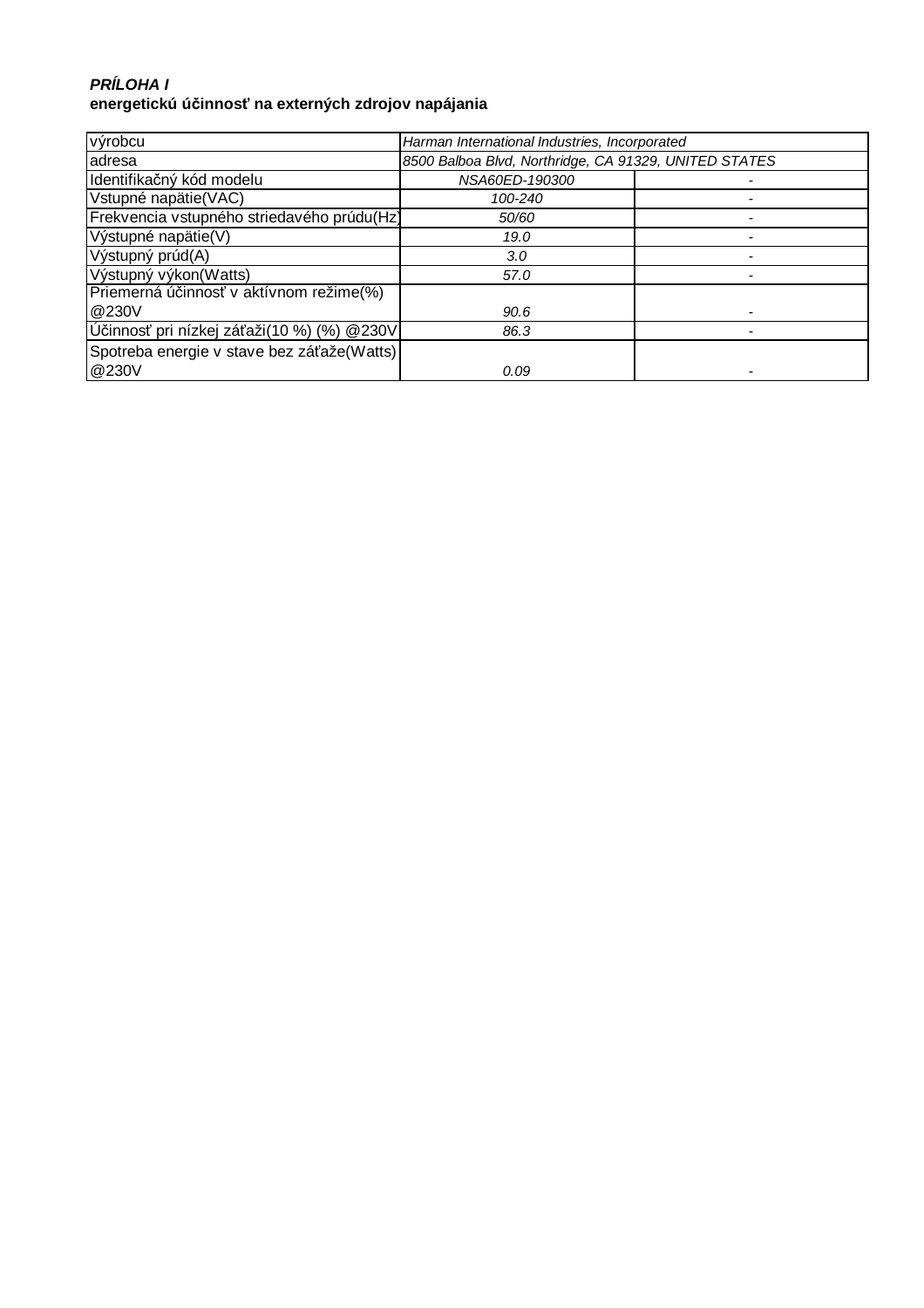***PRÍLOHA I***
**energetickú účinnosť na externých zdrojov napájania**

| výrobcu | *Harman International Industries, Incorporated* | |
|---|---|---|
| adresa | *8500 Balboa Blvd, Northridge, CA 91329, UNITED STATES* | |
| Identifikačný kód modelu | *NSA60ED-190300* | - |
| Vstupné napätie(VAC) | *100-240* | - |
| Frekvencia vstupného striedavého prúdu(Hz) | *50/60* | - |
| Výstupné napätie(V) | *19.0* | - |
| Výstupný prúd(A) | *3.0* | - |
| Výstupný výkon(Watts) | *57.0* | - |
| Priemerná účinnosť v aktívnom režime(%) @230V | *90.6* | - |
| Účinnosť pri nízkej záťaži(10 %) (%) @230V | *86.3* | - |
| Spotreba energie v stave bez záťaže(Watts) @230V | *0.09* | - |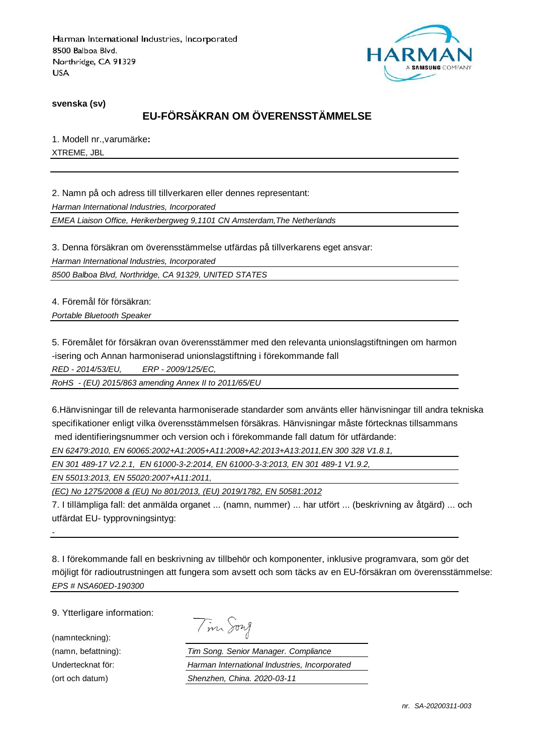Harman International Industries, Incorporated
8500 Balboa Blvd.
Northridge, CA 91329
USA

**svenska (sv)**

## EU-FÖRSÄKRAN OM ÖVERENSSTÄMMELSE

1. Modell nr.,varumärke**:**

XTREME, JBL

2. Namn på och adress till tillverkaren eller dennes representant:

*Harman International Industries, Incorporated*

*EMEA Liaison Office, Herikerbergweg 9,1101 CN Amsterdam,The Netherlands*

3. Denna försäkran om överensstämmelse utfärdas på tillverkarens eget ansvar:

*Harman International Industries, Incorporated*

*8500 Balboa Blvd, Northridge, CA 91329, UNITED STATES*

4. Föremål för försäkran:

*Portable Bluetooth Speaker*

5. Föremålet för försäkran ovan överensstämmer med den relevanta unionslagstiftningen om harmon -isering och Annan harmoniserad unionslagstiftning i förekommande fall

*RED - 2014/53/EU, ERP - 2009/125/EC,*

*RoHS - (EU) 2015/863 amending Annex II to 2011/65/EU*

6.Hänvisningar till de relevanta harmoniserade standarder som använts eller hänvisningar till andra tekniska specifikationer enligt vilka överensstämmelsen försäkras. Hänvisningar måste förtecknas tillsammans med identifieringsnummer och version och i förekommande fall datum för utfärdande:

*EN 62479:2010, EN 60065:2002+A1:2005+A11:2008+A2:2013+A13:2011,EN 300 328 V1.8.1,*

*EN 301 489-17 V2.2.1, EN 61000-3-2:2014, EN 61000-3-3:2013, EN 301 489-1 V1.9.2,*

*EN 55013:2013, EN 55020:2007+A11:2011,*

*(EC) No 1275/2008 & (EU) No 801/2013, (EU) 2019/1782, EN 50581:2012*

7. I tillämpliga fall: det anmälda organet ... (namn, nummer) ... har utfört ... (beskrivning av åtgärd) ... och utfärdat EU- typprovningsintyg:

-

8. I förekommande fall en beskrivning av tillbehör och komponenter, inklusive programvara, som gör det möjligt för radioutrustningen att fungera som avsett och som täcks av en EU-försäkran om överensstämmelse:

*EPS # NSA60ED-190300*

9. Ytterligare information:

| | |
|---|---|
| (namnteckning): | Tim Song |
| (namn, befattning): | *Tim Song. Senior Manager. Compliance* |
| Undertecknat för: | *Harman International Industries, Incorporated* |
| (ort och datum) | *Shenzhen, China. 2020-03-11* |

*nr. SA-20200311-003*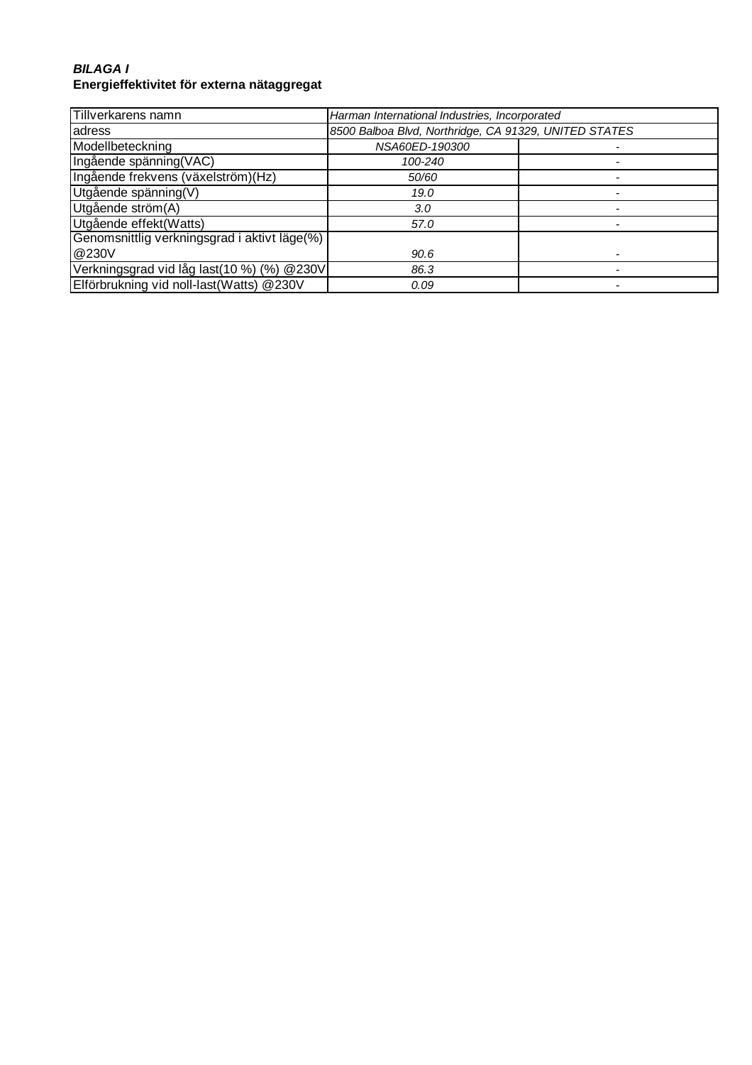***BILAGA I***
**Energieffektivitet för externa nätaggregat**

| Tillverkarens namn | *Harman International Industries, Incorporated* | |
|---|---|---|
| adress | *8500 Balboa Blvd, Northridge, CA 91329, UNITED STATES* | |
| Modellbeteckning | *NSA60ED-190300* | - |
| Ingående spänning(VAC) | *100-240* | - |
| Ingående frekvens (växelström)(Hz) | *50/60* | - |
| Utgående spänning(V) | *19.0* | - |
| Utgående ström(A) | *3.0* | - |
| Utgående effekt(Watts) | *57.0* | - |
| Genomsnittlig verkningsgrad i aktivt läge(%) @230V | *90.6* | - |
| Verkningsgrad vid låg last(10 %) (%) @230V | *86.3* | - |
| Elförbrukning vid noll-last(Watts) @230V | *0.09* | - |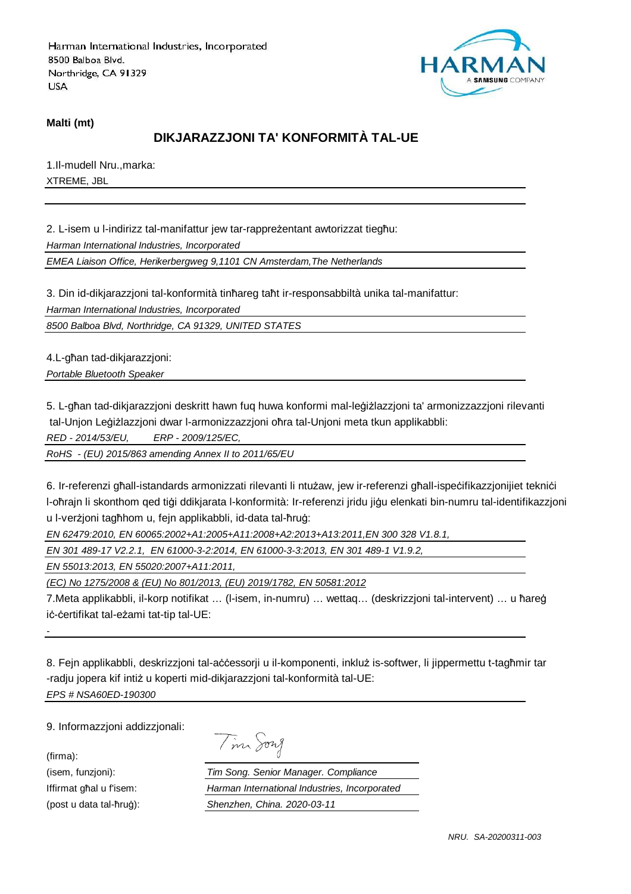Harman International Industries, Incorporated
8500 Balboa Blvd.
Northridge, CA 91329
USA

HARMAN
A SAMSUNG COMPANY

**Malti (mt)**

## DIKJARAZZJONI TA' KONFORMITÀ TAL-UE

1.Il-mudell Nru.,marka:

XTREME, JBL

2. L-isem u l-indirizz tal-manifattur jew tar-rappreżentant awtorizzat tiegħu:

*Harman International Industries, Incorporated*

*EMEA Liaison Office, Herikerbergweg 9,1101 CN Amsterdam,The Netherlands*

3. Din id-dikjarazzjoni tal-konformità tinħareg taħt ir-responsabbiltà unika tal-manifattur:

*Harman International Industries, Incorporated*

*8500 Balboa Blvd, Northridge, CA 91329, UNITED STATES*

4.L-għan tad-dikjarazzjoni:

*Portable Bluetooth Speaker*

5. L-għan tad-dikjarazzjoni deskritt hawn fuq huwa konformi mal-leġiżlazzjoni ta' armonizzazzjoni rilevanti tal-Unjon Leġiżlazzjoni dwar l-armonizzazzjoni oħra tal-Unjoni meta tkun applikabbli:

*RED - 2014/53/EU, ERP - 2009/125/EC,*

*RoHS - (EU) 2015/863 amending Annex II to 2011/65/EU*

6. Ir-referenzi għall-istandards armonizzati rilevanti li ntużaw, jew ir-referenzi għall-ispeċifikazzjonijiet tekniċi l-oħrajn li skonthom qed tiġi ddikjarata l-konformità: Ir-referenzi jridu jiġu elenkati bin-numru tal-identifikazzjoni u l-verżjoni tagħhom u, fejn applikabbli, id-data tal-ħruġ:

*EN 62479:2010, EN 60065:2002+A1:2005+A11:2008+A2:2013+A13:2011,EN 300 328 V1.8.1,*

*EN 301 489-17 V2.2.1, EN 61000-3-2:2014, EN 61000-3-3:2013, EN 301 489-1 V1.9.2,*

*EN 55013:2013, EN 55020:2007+A11:2011,*

*(EC) No 1275/2008 & (EU) No 801/2013, (EU) 2019/1782, EN 50581:2012*

7.Meta applikabbli, il-korp notifikat … (l-isem, in-numru) … wettaq… (deskrizzjoni tal-intervent) … u ħareġ iċ-ċertifikat tal-eżami tat-tip tal-UE:

-

8. Fejn applikabbli, deskrizzjoni tal-aċċessorji u il-komponenti, inkluż is-softwer, li jippermettu t-tagħmir tar-radju jopera kif intiż u koperti mid-dikjarazzjoni tal-konformità tal-UE:

*EPS # NSA60ED-190300*

9. Informazzjoni addizzjonali:

| | |
|---|---|
| (firma): | Tim Song |
| (isem, funzjoni): | *Tim Song. Senior Manager. Compliance* |
| Iffirmat għal u f'isem: | *Harman International Industries, Incorporated* |
| (post u data tal-ħruġ): | *Shenzhen, China. 2020-03-11* |

*NRU. SA-20200311-003*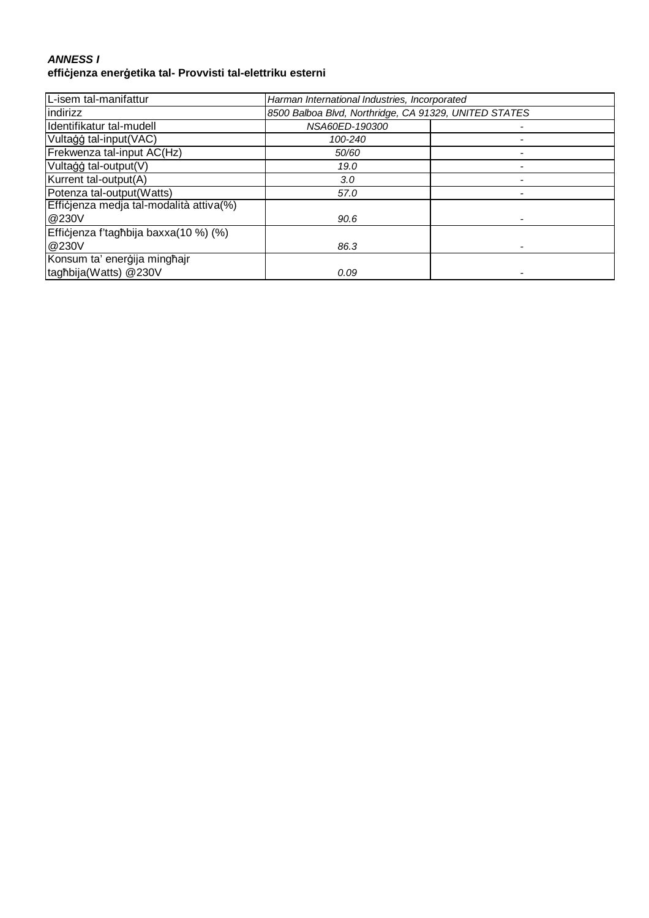***ANNESS I***
**effiċjenza enerġetika tal- Provvisti tal-elettriku esterni**

| L-isem tal-manifattur | *Harman International Industries, Incorporated* | |
|---|---|---|
| indirizz | *8500 Balboa Blvd, Northridge, CA 91329, UNITED STATES* | |
| Identifikatur tal-mudell | *NSA60ED-190300* | - |
| Vultaġġ tal-input(VAC) | *100-240* | - |
| Frekwenza tal-input AC(Hz) | *50/60* | - |
| Vultaġġ tal-output(V) | *19.0* | - |
| Kurrent tal-output(A) | *3.0* | - |
| Potenza tal-output(Watts) | *57.0* | - |
| Effiċjenza medja tal-modalità attiva(%) @230V | *90.6* | - |
| Effiċjenza f'tagħbija baxxa(10 %) (%) @230V | *86.3* | - |
| Konsum ta' enerġija mingħajr tagħbija(Watts) @230V | *0.09* | - |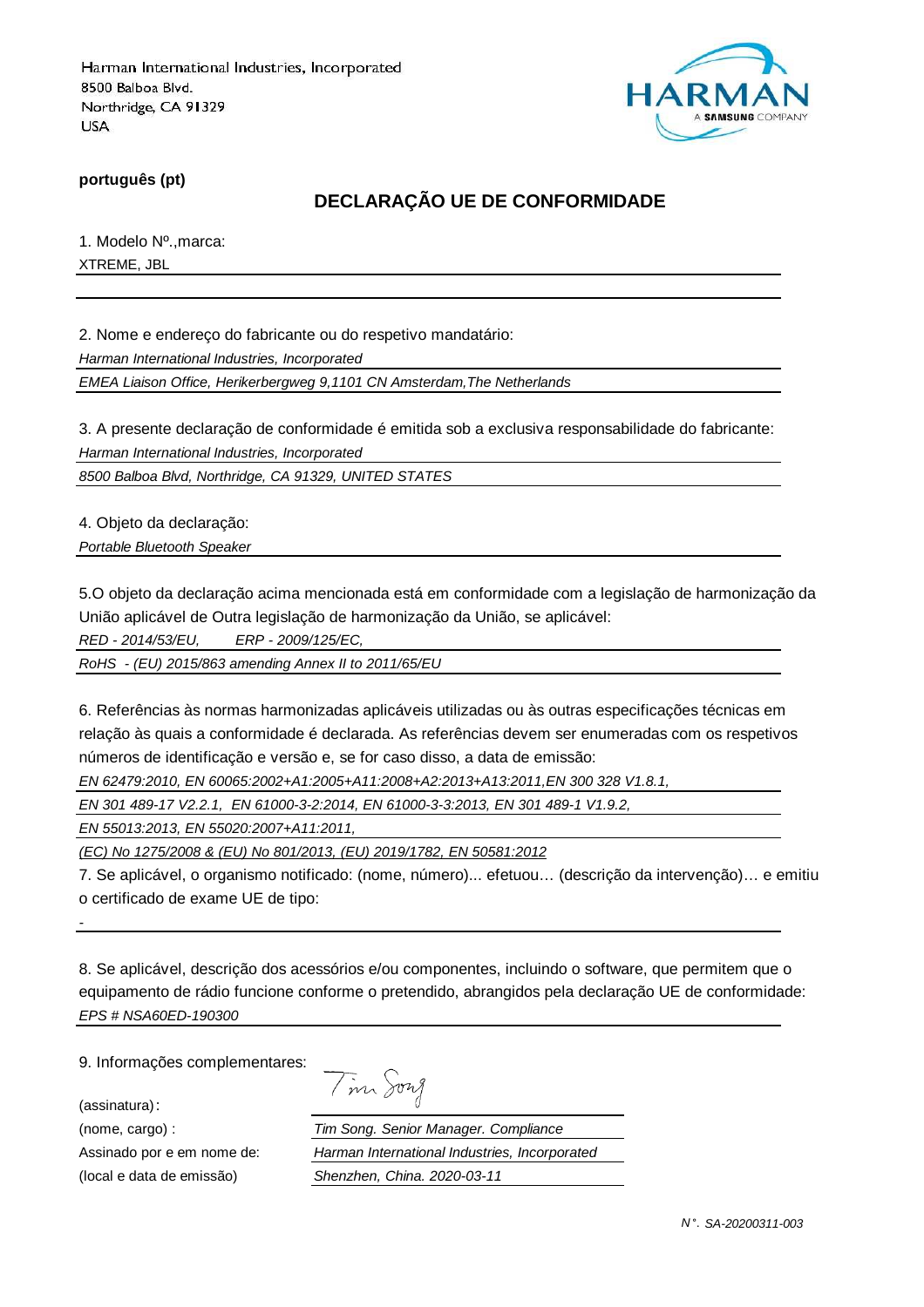Harman International Industries, Incorporated
8500 Balboa Blvd.
Northridge, CA 91329
USA

HARMAN
A SAMSUNG COMPANY

**português (pt)**

## DECLARAÇÃO UE DE CONFORMIDADE

1. Modelo Nº.,marca:

XTREME, JBL

2. Nome e endereço do fabricante ou do respetivo mandatário:

*Harman International Industries, Incorporated*

*EMEA Liaison Office, Herikerbergweg 9,1101 CN Amsterdam,The Netherlands*

3. A presente declaração de conformidade é emitida sob a exclusiva responsabilidade do fabricante:

*Harman International Industries, Incorporated*

*8500 Balboa Blvd, Northridge, CA 91329, UNITED STATES*

4. Objeto da declaração:

*Portable Bluetooth Speaker*

5.O objeto da declaração acima mencionada está em conformidade com a legislação de harmonização da União aplicável de Outra legislação de harmonização da União, se aplicável:

*RED - 2014/53/EU, ERP - 2009/125/EC,*

*RoHS - (EU) 2015/863 amending Annex II to 2011/65/EU*

6. Referências às normas harmonizadas aplicáveis utilizadas ou às outras especificações técnicas em relação às quais a conformidade é declarada. As referências devem ser enumeradas com os respetivos números de identificação e versão e, se for caso disso, a data de emissão:

*EN 62479:2010, EN 60065:2002+A1:2005+A11:2008+A2:2013+A13:2011,EN 300 328 V1.8.1,*

*EN 301 489-17 V2.2.1, EN 61000-3-2:2014, EN 61000-3-3:2013, EN 301 489-1 V1.9.2,*

*EN 55013:2013, EN 55020:2007+A11:2011,*

*(EC) No 1275/2008 & (EU) No 801/2013, (EU) 2019/1782, EN 50581:2012*

7. Se aplicável, o organismo notificado: (nome, número)... efetuou… (descrição da intervenção)… e emitiu o certificado de exame UE de tipo:

-

8. Se aplicável, descrição dos acessórios e/ou componentes, incluindo o software, que permitem que o equipamento de rádio funcione conforme o pretendido, abrangidos pela declaração UE de conformidade:

*EPS # NSA60ED-190300*

9. Informações complementares:

(assinatura): Tim Song

(nome, cargo) : *Tim Song. Senior Manager. Compliance*

Assinado por e em nome de: *Harman International Industries, Incorporated*

(local e data de emissão) *Shenzhen, China. 2020-03-11*

*N°. SA-20200311-003*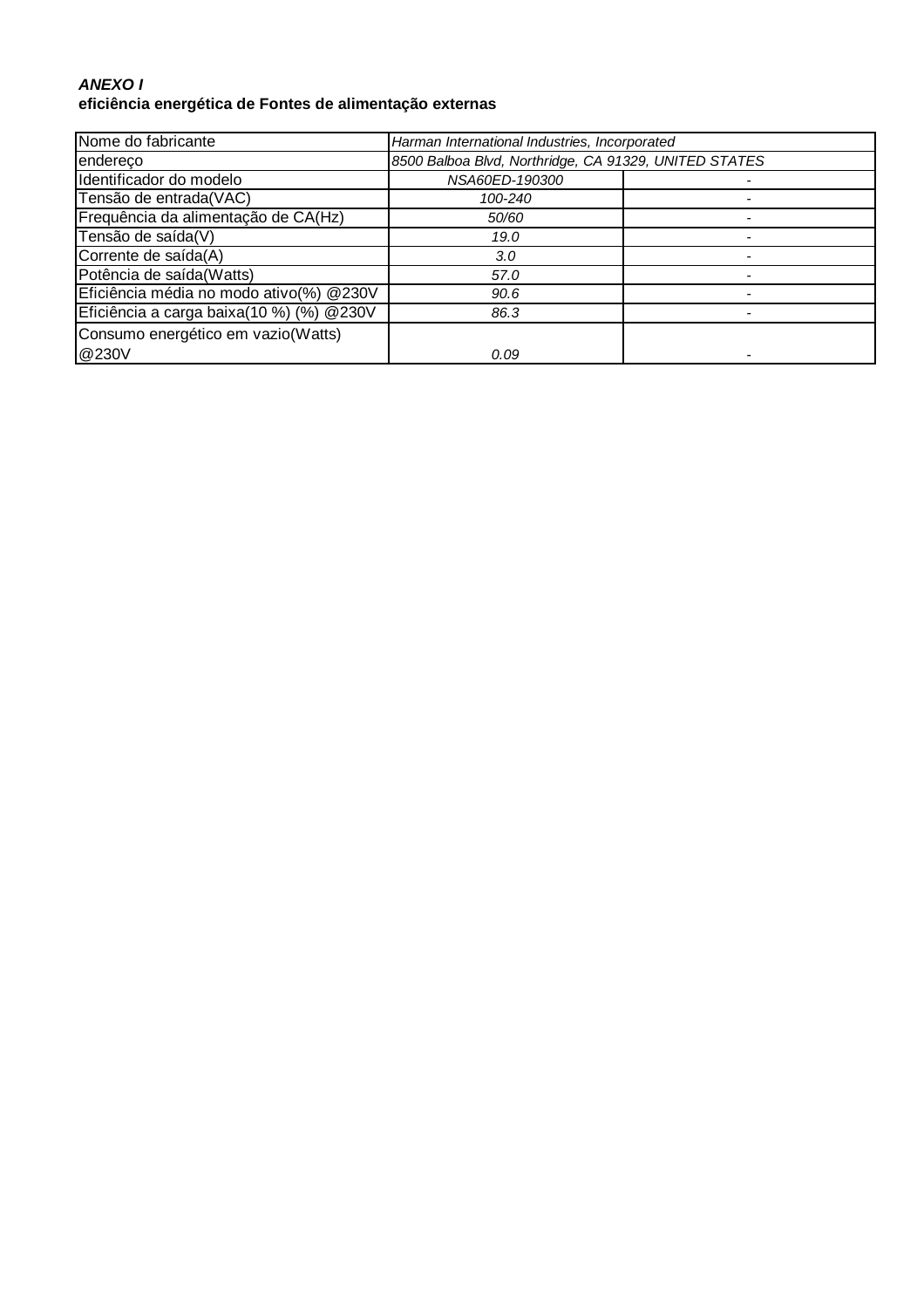***ANEXO I***
**eficiência energética de Fontes de alimentação externas**

| Nome do fabricante | *Harman International Industries, Incorporated* | |
|---|---|---|
| endereço | *8500 Balboa Blvd, Northridge, CA 91329, UNITED STATES* | |
| Identificador do modelo | *NSA60ED-190300* | - |
| Tensão de entrada(VAC) | *100-240* | - |
| Frequência da alimentação de CA(Hz) | *50/60* | - |
| Tensão de saída(V) | *19.0* | - |
| Corrente de saída(A) | *3.0* | - |
| Potência de saída(Watts) | *57.0* | - |
| Eficiência média no modo ativo(%) @230V | *90.6* | - |
| Eficiência a carga baixa(10 %) (%) @230V | *86.3* | - |
| Consumo energético em vazio(Watts) @230V | *0.09* | - |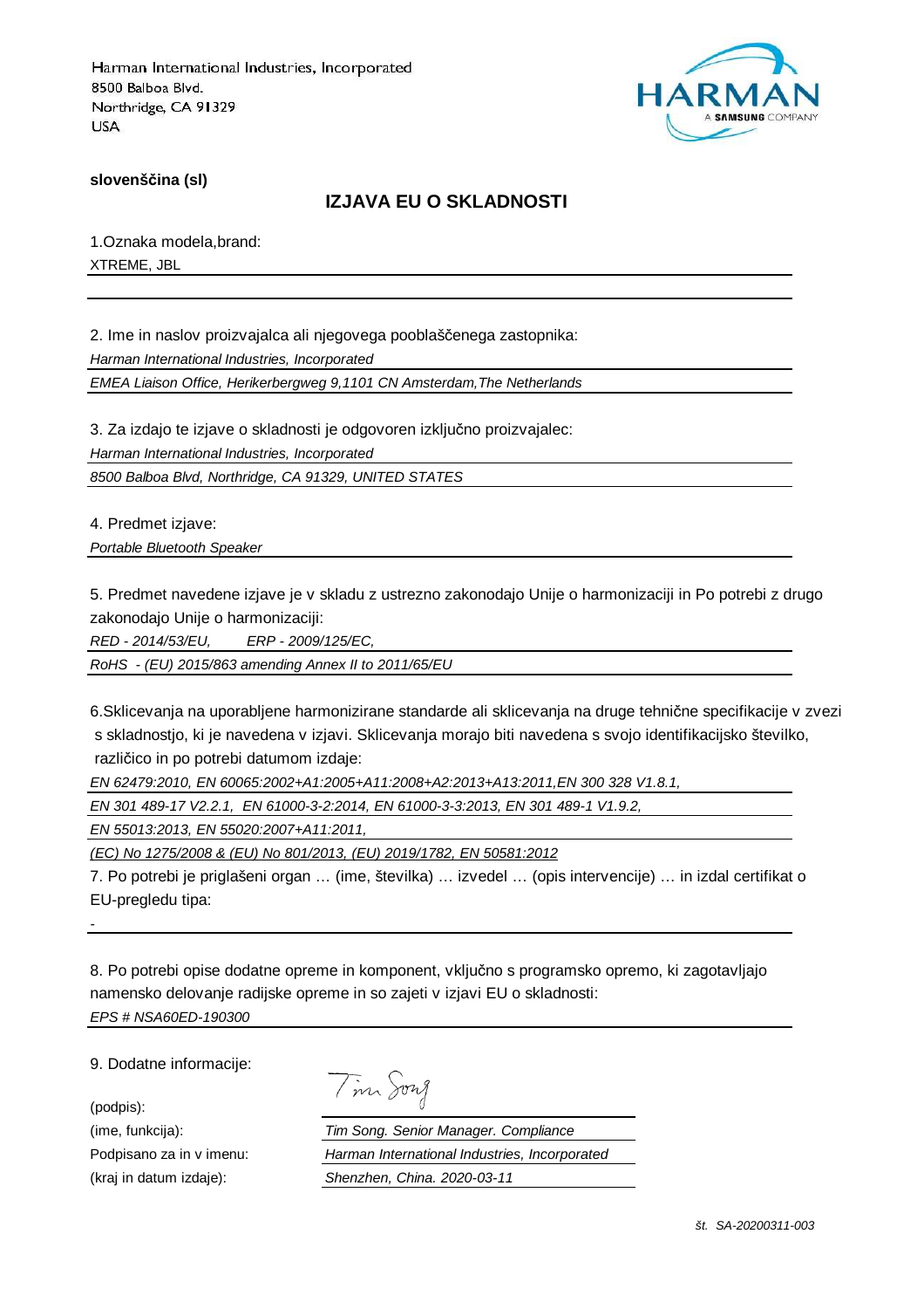Harman International Industries, Incorporated
8500 Balboa Blvd.
Northridge, CA 91329
USA

HARMAN
A SAMSUNG COMPANY

**slovenščina (sl)**

## IZJAVA EU O SKLADNOSTI

1.Oznaka modela,brand:

XTREME, JBL

2. Ime in naslov proizvajalca ali njegovega pooblaščenega zastopnika:

*Harman International Industries, Incorporated*

*EMEA Liaison Office, Herikerbergweg 9,1101 CN Amsterdam,The Netherlands*

3. Za izdajo te izjave o skladnosti je odgovoren izključno proizvajalec:

*Harman International Industries, Incorporated*

*8500 Balboa Blvd, Northridge, CA 91329, UNITED STATES*

4. Predmet izjave:

*Portable Bluetooth Speaker*

5. Predmet navedene izjave je v skladu z ustrezno zakonodajo Unije o harmonizaciji in Po potrebi z drugo zakonodajo Unije o harmonizaciji:

*RED - 2014/53/EU, ERP - 2009/125/EC,*

*RoHS - (EU) 2015/863 amending Annex II to 2011/65/EU*

6.Sklicevanja na uporabljene harmonizirane standarde ali sklicevanja na druge tehnične specifikacije v zvezi s skladnostjo, ki je navedena v izjavi. Sklicevanja morajo biti navedena s svojo identifikacijsko številko, različico in po potrebi datumom izdaje:

*EN 62479:2010, EN 60065:2002+A1:2005+A11:2008+A2:2013+A13:2011,EN 300 328 V1.8.1,*

*EN 301 489-17 V2.2.1, EN 61000-3-2:2014, EN 61000-3-3:2013, EN 301 489-1 V1.9.2,*

*EN 55013:2013, EN 55020:2007+A11:2011,*

*(EC) No 1275/2008 & (EU) No 801/2013, (EU) 2019/1782, EN 50581:2012*

7. Po potrebi je priglašeni organ … (ime, številka) … izvedel … (opis intervencije) … in izdal certifikat o EU-pregledu tipa:

-

8. Po potrebi opise dodatne opreme in komponent, vključno s programsko opremo, ki zagotavljajo namensko delovanje radijske opreme in so zajeti v izjavi EU o skladnosti:

*EPS # NSA60ED-190300*

9. Dodatne informacije:

(podpis):

(ime, funkcija): *Tim Song. Senior Manager. Compliance*

Podpisano za in v imenu: *Harman International Industries, Incorporated*

(kraj in datum izdaje): *Shenzhen, China. 2020-03-11*

*št. SA-20200311-003*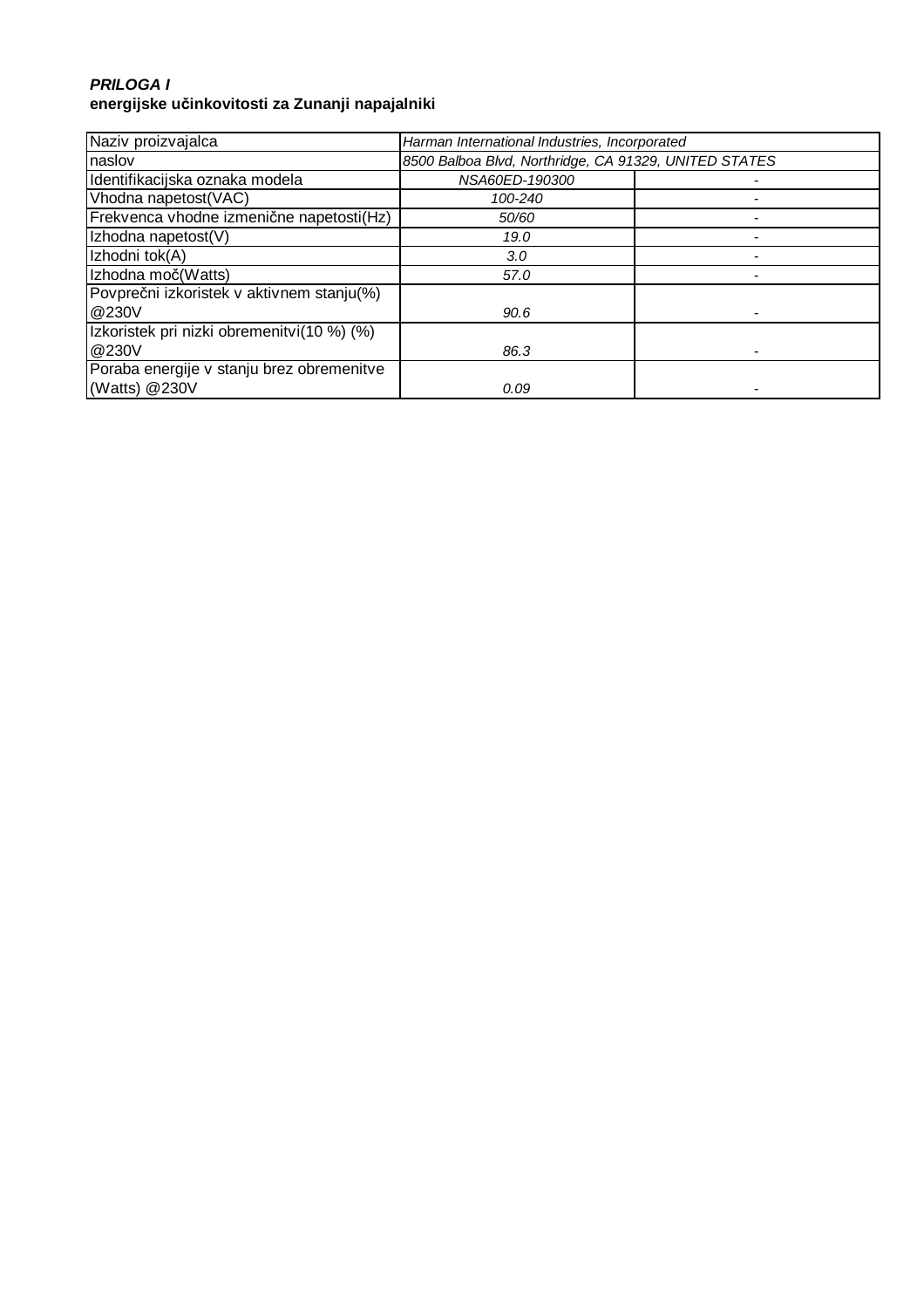***PRILOGA I***

**energijske učinkovitosti za Zunanji napajalniki**

| | | |
|---|---|---|
| Naziv proizvajalca | *Harman International Industries, Incorporated* | |
| naslov | *8500 Balboa Blvd, Northridge, CA 91329, UNITED STATES* | |
| Identifikacijska oznaka modela | *NSA60ED-190300* | - |
| Vhodna napetost(VAC) | *100-240* | - |
| Frekvenca vhodne izmenične napetosti(Hz) | *50/60* | - |
| Izhodna napetost(V) | *19.0* | - |
| Izhodni tok(A) | *3.0* | - |
| Izhodna moč(Watts) | *57.0* | - |
| Povprečni izkoristek v aktivnem stanju(%) @230V | *90.6* | - |
| Izkoristek pri nizki obremenitvi(10 %) (%) @230V | *86.3* | - |
| Poraba energije v stanju brez obremenitve (Watts) @230V | *0.09* | - |